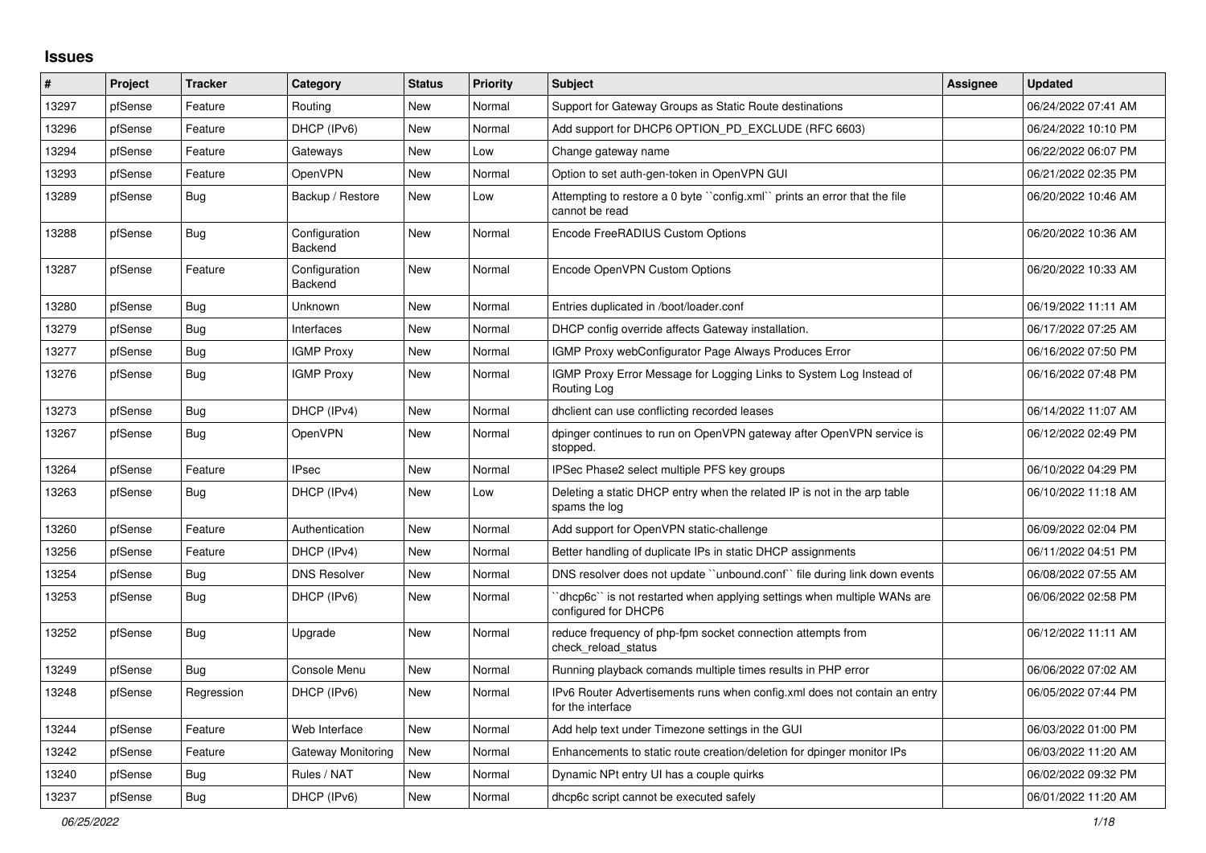## Issues

| # | Project | Tracker | Category | Status | Priority | Subject | Assignee | Updated |
|---|---|---|---|---|---|---|---|---|
| 13297 | pfSense | Feature | Routing | New | Normal | Support for Gateway Groups as Static Route destinations | | 06/24/2022 07:41 AM |
| 13296 | pfSense | Feature | DHCP (IPv6) | New | Normal | Add support for DHCP6 OPTION_PD_EXCLUDE (RFC 6603) | | 06/24/2022 10:10 PM |
| 13294 | pfSense | Feature | Gateways | New | Low | Change gateway name | | 06/22/2022 06:07 PM |
| 13293 | pfSense | Feature | OpenVPN | New | Normal | Option to set auth-gen-token in OpenVPN GUI | | 06/21/2022 02:35 PM |
| 13289 | pfSense | Bug | Backup / Restore | New | Low | Attempting to restore a 0 byte ``config.xml`` prints an error that the file cannot be read | | 06/20/2022 10:46 AM |
| 13288 | pfSense | Bug | Configuration Backend | New | Normal | Encode FreeRADIUS Custom Options | | 06/20/2022 10:36 AM |
| 13287 | pfSense | Feature | Configuration Backend | New | Normal | Encode OpenVPN Custom Options | | 06/20/2022 10:33 AM |
| 13280 | pfSense | Bug | Unknown | New | Normal | Entries duplicated in /boot/loader.conf | | 06/19/2022 11:11 AM |
| 13279 | pfSense | Bug | Interfaces | New | Normal | DHCP config override affects Gateway installation. | | 06/17/2022 07:25 AM |
| 13277 | pfSense | Bug | IGMP Proxy | New | Normal | IGMP Proxy webConfigurator Page Always Produces Error | | 06/16/2022 07:50 PM |
| 13276 | pfSense | Bug | IGMP Proxy | New | Normal | IGMP Proxy Error Message for Logging Links to System Log Instead of Routing Log | | 06/16/2022 07:48 PM |
| 13273 | pfSense | Bug | DHCP (IPv4) | New | Normal | dhclient can use conflicting recorded leases | | 06/14/2022 11:07 AM |
| 13267 | pfSense | Bug | OpenVPN | New | Normal | dpinger continues to run on OpenVPN gateway after OpenVPN service is stopped. | | 06/12/2022 02:49 PM |
| 13264 | pfSense | Feature | IPsec | New | Normal | IPSec Phase2 select multiple PFS key groups | | 06/10/2022 04:29 PM |
| 13263 | pfSense | Bug | DHCP (IPv4) | New | Low | Deleting a static DHCP entry when the related IP is not in the arp table spams the log | | 06/10/2022 11:18 AM |
| 13260 | pfSense | Feature | Authentication | New | Normal | Add support for OpenVPN static-challenge | | 06/09/2022 02:04 PM |
| 13256 | pfSense | Feature | DHCP (IPv4) | New | Normal | Better handling of duplicate IPs in static DHCP assignments | | 06/11/2022 04:51 PM |
| 13254 | pfSense | Bug | DNS Resolver | New | Normal | DNS resolver does not update ``unbound.conf`` file during link down events | | 06/08/2022 07:55 AM |
| 13253 | pfSense | Bug | DHCP (IPv6) | New | Normal | ``dhcp6c`` is not restarted when applying settings when multiple WANs are configured for DHCP6 | | 06/06/2022 02:58 PM |
| 13252 | pfSense | Bug | Upgrade | New | Normal | reduce frequency of php-fpm socket connection attempts from check_reload_status | | 06/12/2022 11:11 AM |
| 13249 | pfSense | Bug | Console Menu | New | Normal | Running playback comands multiple times results in PHP error | | 06/06/2022 07:02 AM |
| 13248 | pfSense | Regression | DHCP (IPv6) | New | Normal | IPv6 Router Advertisements runs when config.xml does not contain an entry for the interface | | 06/05/2022 07:44 PM |
| 13244 | pfSense | Feature | Web Interface | New | Normal | Add help text under Timezone settings in the GUI | | 06/03/2022 01:00 PM |
| 13242 | pfSense | Feature | Gateway Monitoring | New | Normal | Enhancements to static route creation/deletion for dpinger monitor IPs | | 06/03/2022 11:20 AM |
| 13240 | pfSense | Bug | Rules / NAT | New | Normal | Dynamic NPt entry UI has a couple quirks | | 06/02/2022 09:32 PM |
| 13237 | pfSense | Bug | DHCP (IPv6) | New | Normal | dhcp6c script cannot be executed safely | | 06/01/2022 11:20 AM |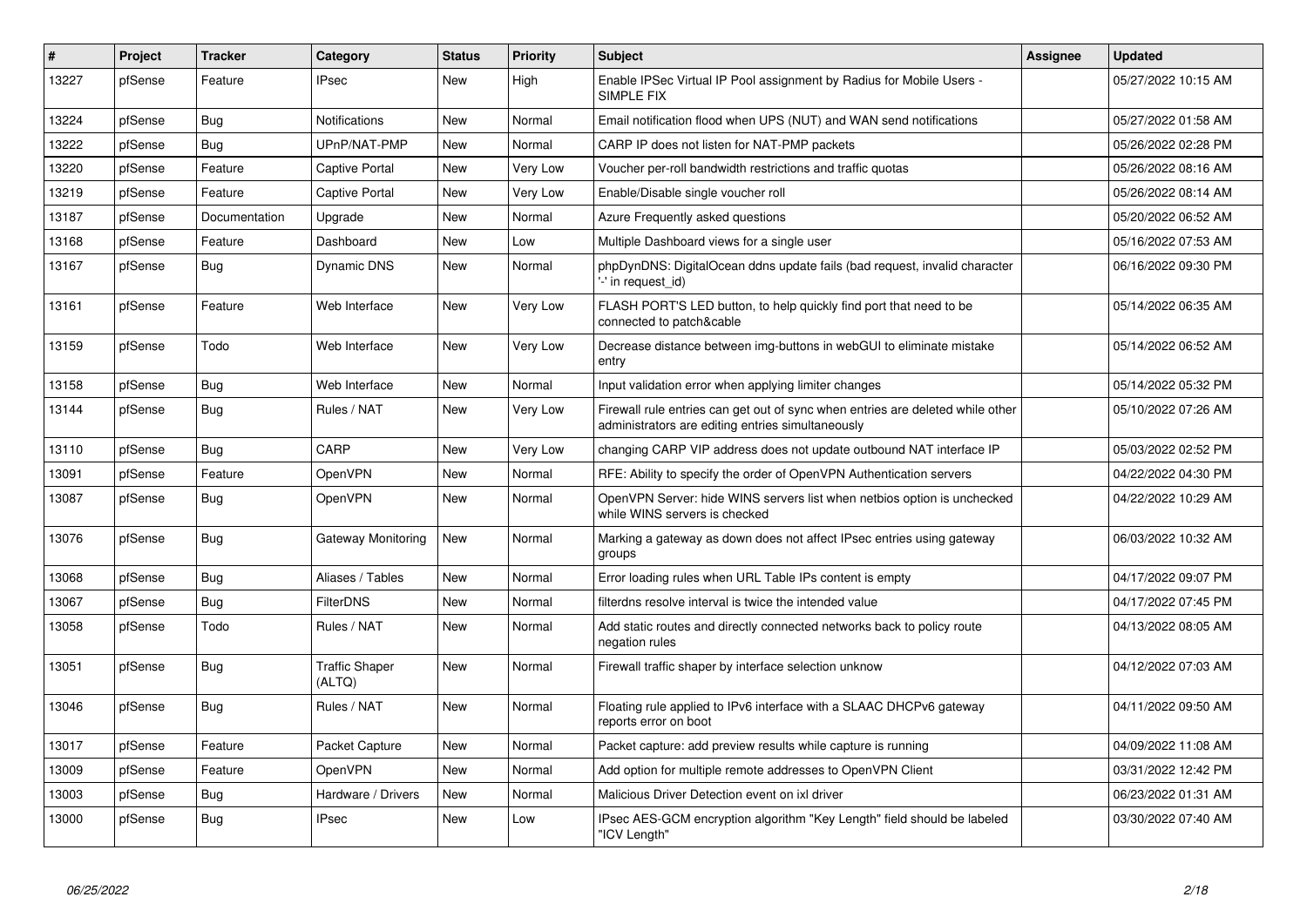| # | Project | Tracker | Category | Status | Priority | Subject | Assignee | Updated |
|---|---|---|---|---|---|---|---|---|
| 13227 | pfSense | Feature | IPsec | New | High | Enable IPSec Virtual IP Pool assignment by Radius for Mobile Users - SIMPLE FIX | | 05/27/2022 10:15 AM |
| 13224 | pfSense | Bug | Notifications | New | Normal | Email notification flood when UPS (NUT) and WAN send notifications | | 05/27/2022 01:58 AM |
| 13222 | pfSense | Bug | UPnP/NAT-PMP | New | Normal | CARP IP does not listen for NAT-PMP packets | | 05/26/2022 02:28 PM |
| 13220 | pfSense | Feature | Captive Portal | New | Very Low | Voucher per-roll bandwidth restrictions and traffic quotas | | 05/26/2022 08:16 AM |
| 13219 | pfSense | Feature | Captive Portal | New | Very Low | Enable/Disable single voucher roll | | 05/26/2022 08:14 AM |
| 13187 | pfSense | Documentation | Upgrade | New | Normal | Azure Frequently asked questions | | 05/20/2022 06:52 AM |
| 13168 | pfSense | Feature | Dashboard | New | Low | Multiple Dashboard views for a single user | | 05/16/2022 07:53 AM |
| 13167 | pfSense | Bug | Dynamic DNS | New | Normal | phpDynDNS: DigitalOcean ddns update fails (bad request, invalid character '-' in request_id) | | 06/16/2022 09:30 PM |
| 13161 | pfSense | Feature | Web Interface | New | Very Low | FLASH PORT'S LED button, to help quickly find port that need to be connected to patch&cable | | 05/14/2022 06:35 AM |
| 13159 | pfSense | Todo | Web Interface | New | Very Low | Decrease distance between img-buttons in webGUI to eliminate mistake entry | | 05/14/2022 06:52 AM |
| 13158 | pfSense | Bug | Web Interface | New | Normal | Input validation error when applying limiter changes | | 05/14/2022 05:32 PM |
| 13144 | pfSense | Bug | Rules / NAT | New | Very Low | Firewall rule entries can get out of sync when entries are deleted while other administrators are editing entries simultaneously | | 05/10/2022 07:26 AM |
| 13110 | pfSense | Bug | CARP | New | Very Low | changing CARP VIP address does not update outbound NAT interface IP | | 05/03/2022 02:52 PM |
| 13091 | pfSense | Feature | OpenVPN | New | Normal | RFE: Ability to specify the order of OpenVPN Authentication servers | | 04/22/2022 04:30 PM |
| 13087 | pfSense | Bug | OpenVPN | New | Normal | OpenVPN Server: hide WINS servers list when netbios option is unchecked while WINS servers is checked | | 04/22/2022 10:29 AM |
| 13076 | pfSense | Bug | Gateway Monitoring | New | Normal | Marking a gateway as down does not affect IPsec entries using gateway groups | | 06/03/2022 10:32 AM |
| 13068 | pfSense | Bug | Aliases / Tables | New | Normal | Error loading rules when URL Table IPs content is empty | | 04/17/2022 09:07 PM |
| 13067 | pfSense | Bug | FilterDNS | New | Normal | filterdns resolve interval is twice the intended value | | 04/17/2022 07:45 PM |
| 13058 | pfSense | Todo | Rules / NAT | New | Normal | Add static routes and directly connected networks back to policy route negation rules | | 04/13/2022 08:05 AM |
| 13051 | pfSense | Bug | Traffic Shaper (ALTQ) | New | Normal | Firewall traffic shaper by interface selection unknow | | 04/12/2022 07:03 AM |
| 13046 | pfSense | Bug | Rules / NAT | New | Normal | Floating rule applied to IPv6 interface with a SLAAC DHCPv6 gateway reports error on boot | | 04/11/2022 09:50 AM |
| 13017 | pfSense | Feature | Packet Capture | New | Normal | Packet capture: add preview results while capture is running | | 04/09/2022 11:08 AM |
| 13009 | pfSense | Feature | OpenVPN | New | Normal | Add option for multiple remote addresses to OpenVPN Client | | 03/31/2022 12:42 PM |
| 13003 | pfSense | Bug | Hardware / Drivers | New | Normal | Malicious Driver Detection event on ixl driver | | 06/23/2022 01:31 AM |
| 13000 | pfSense | Bug | IPsec | New | Low | IPsec AES-GCM encryption algorithm "Key Length" field should be labeled "ICV Length" | | 03/30/2022 07:40 AM |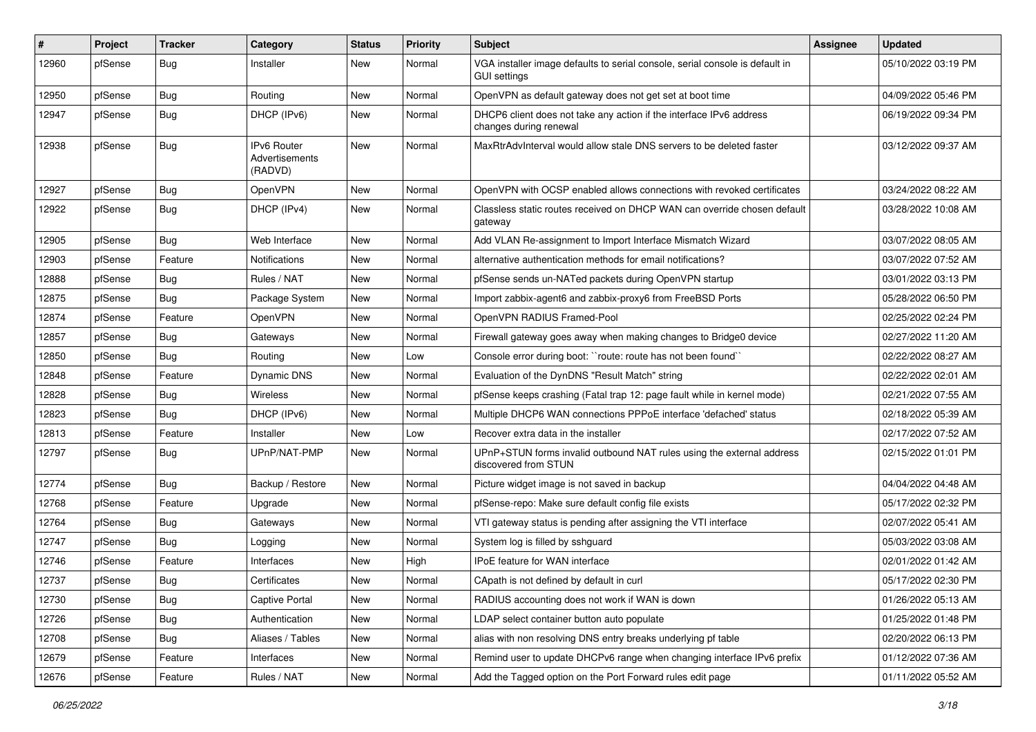| # | Project | Tracker | Category | Status | Priority | Subject | Assignee | Updated |
|---|---|---|---|---|---|---|---|---|
| 12960 | pfSense | Bug | Installer | New | Normal | VGA installer image defaults to serial console, serial console is default in GUI settings | | 05/10/2022 03:19 PM |
| 12950 | pfSense | Bug | Routing | New | Normal | OpenVPN as default gateway does not get set at boot time | | 04/09/2022 05:46 PM |
| 12947 | pfSense | Bug | DHCP (IPv6) | New | Normal | DHCP6 client does not take any action if the interface IPv6 address changes during renewal | | 06/19/2022 09:34 PM |
| 12938 | pfSense | Bug | IPv6 Router Advertisements (RADVD) | New | Normal | MaxRtrAdvInterval would allow stale DNS servers to be deleted faster | | 03/12/2022 09:37 AM |
| 12927 | pfSense | Bug | OpenVPN | New | Normal | OpenVPN with OCSP enabled allows connections with revoked certificates | | 03/24/2022 08:22 AM |
| 12922 | pfSense | Bug | DHCP (IPv4) | New | Normal | Classless static routes received on DHCP WAN can override chosen default gateway | | 03/28/2022 10:08 AM |
| 12905 | pfSense | Bug | Web Interface | New | Normal | Add VLAN Re-assignment to Import Interface Mismatch Wizard | | 03/07/2022 08:05 AM |
| 12903 | pfSense | Feature | Notifications | New | Normal | alternative authentication methods for email notifications? | | 03/07/2022 07:52 AM |
| 12888 | pfSense | Bug | Rules / NAT | New | Normal | pfSense sends un-NATed packets during OpenVPN startup | | 03/01/2022 03:13 PM |
| 12875 | pfSense | Bug | Package System | New | Normal | Import zabbix-agent6 and zabbix-proxy6 from FreeBSD Ports | | 05/28/2022 06:50 PM |
| 12874 | pfSense | Feature | OpenVPN | New | Normal | OpenVPN RADIUS Framed-Pool | | 02/25/2022 02:24 PM |
| 12857 | pfSense | Bug | Gateways | New | Normal | Firewall gateway goes away when making changes to Bridge0 device | | 02/27/2022 11:20 AM |
| 12850 | pfSense | Bug | Routing | New | Low | Console error during boot: ``route: route has not been found`` | | 02/22/2022 08:27 AM |
| 12848 | pfSense | Feature | Dynamic DNS | New | Normal | Evaluation of the DynDNS "Result Match" string | | 02/22/2022 02:01 AM |
| 12828 | pfSense | Bug | Wireless | New | Normal | pfSense keeps crashing (Fatal trap 12: page fault while in kernel mode) | | 02/21/2022 07:55 AM |
| 12823 | pfSense | Bug | DHCP (IPv6) | New | Normal | Multiple DHCP6 WAN connections PPPoE interface 'defached' status | | 02/18/2022 05:39 AM |
| 12813 | pfSense | Feature | Installer | New | Low | Recover extra data in the installer | | 02/17/2022 07:52 AM |
| 12797 | pfSense | Bug | UPnP/NAT-PMP | New | Normal | UPnP+STUN forms invalid outbound NAT rules using the external address discovered from STUN | | 02/15/2022 01:01 PM |
| 12774 | pfSense | Bug | Backup / Restore | New | Normal | Picture widget image is not saved in backup | | 04/04/2022 04:48 AM |
| 12768 | pfSense | Feature | Upgrade | New | Normal | pfSense-repo: Make sure default config file exists | | 05/17/2022 02:32 PM |
| 12764 | pfSense | Bug | Gateways | New | Normal | VTI gateway status is pending after assigning the VTI interface | | 02/07/2022 05:41 AM |
| 12747 | pfSense | Bug | Logging | New | Normal | System log is filled by sshguard | | 05/03/2022 03:08 AM |
| 12746 | pfSense | Feature | Interfaces | New | High | IPoE feature for WAN interface | | 02/01/2022 01:42 AM |
| 12737 | pfSense | Bug | Certificates | New | Normal | CApath is not defined by default in curl | | 05/17/2022 02:30 PM |
| 12730 | pfSense | Bug | Captive Portal | New | Normal | RADIUS accounting does not work if WAN is down | | 01/26/2022 05:13 AM |
| 12726 | pfSense | Bug | Authentication | New | Normal | LDAP select container button auto populate | | 01/25/2022 01:48 PM |
| 12708 | pfSense | Bug | Aliases / Tables | New | Normal | alias with non resolving DNS entry breaks underlying pf table | | 02/20/2022 06:13 PM |
| 12679 | pfSense | Feature | Interfaces | New | Normal | Remind user to update DHCPv6 range when changing interface IPv6 prefix | | 01/12/2022 07:36 AM |
| 12676 | pfSense | Feature | Rules / NAT | New | Normal | Add the Tagged option on the Port Forward rules edit page | | 01/11/2022 05:52 AM |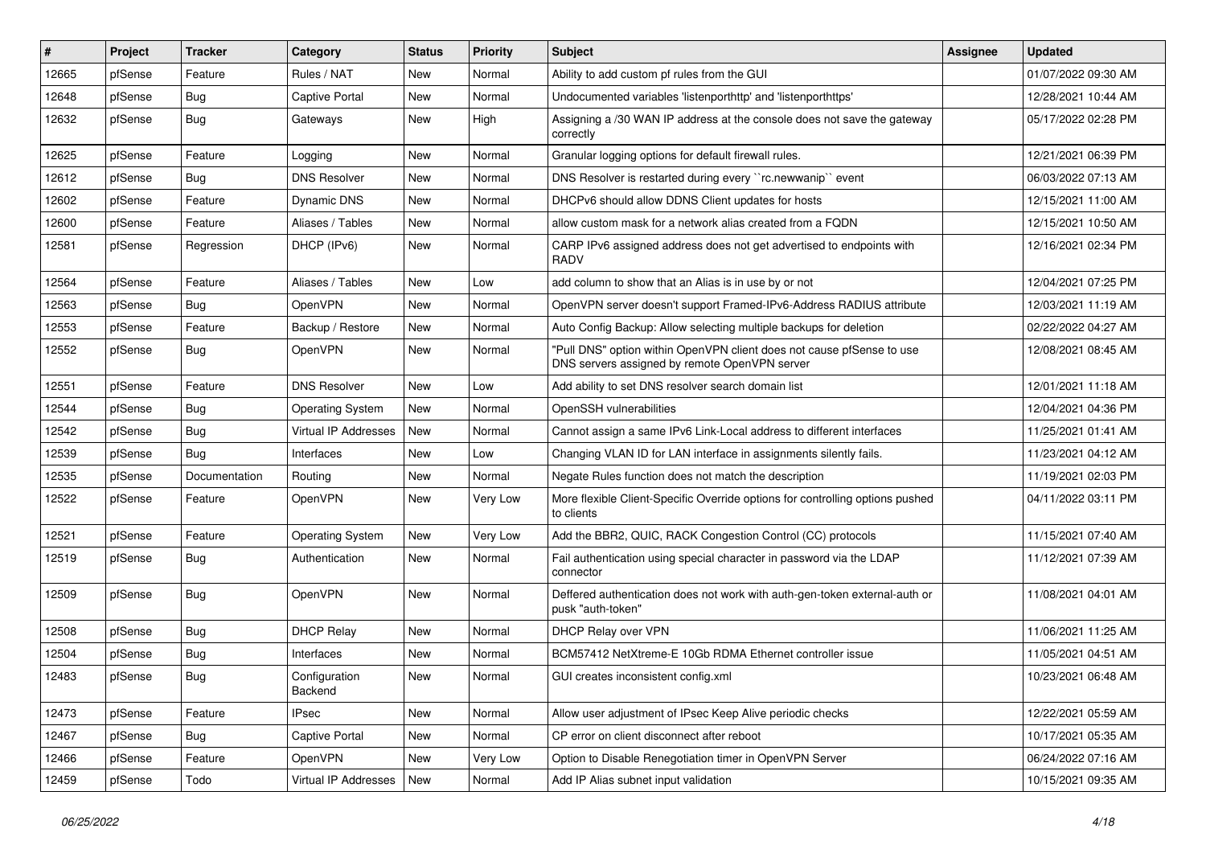| # | Project | Tracker | Category | Status | Priority | Subject | Assignee | Updated |
|---|---|---|---|---|---|---|---|---|
| 12665 | pfSense | Feature | Rules / NAT | New | Normal | Ability to add custom pf rules from the GUI | | 01/07/2022 09:30 AM |
| 12648 | pfSense | Bug | Captive Portal | New | Normal | Undocumented variables 'listenporthttp' and 'listenporthttps' | | 12/28/2021 10:44 AM |
| 12632 | pfSense | Bug | Gateways | New | High | Assigning a /30 WAN IP address at the console does not save the gateway correctly | | 05/17/2022 02:28 PM |
| 12625 | pfSense | Feature | Logging | New | Normal | Granular logging options for default firewall rules. | | 12/21/2021 06:39 PM |
| 12612 | pfSense | Bug | DNS Resolver | New | Normal | DNS Resolver is restarted during every ``rc.newwanip`` event | | 06/03/2022 07:13 AM |
| 12602 | pfSense | Feature | Dynamic DNS | New | Normal | DHCPv6 should allow DDNS Client updates for hosts | | 12/15/2021 11:00 AM |
| 12600 | pfSense | Feature | Aliases / Tables | New | Normal | allow custom mask for a network alias created from a FQDN | | 12/15/2021 10:50 AM |
| 12581 | pfSense | Regression | DHCP (IPv6) | New | Normal | CARP IPv6 assigned address does not get advertised to endpoints with RADV | | 12/16/2021 02:34 PM |
| 12564 | pfSense | Feature | Aliases / Tables | New | Low | add column to show that an Alias is in use by or not | | 12/04/2021 07:25 PM |
| 12563 | pfSense | Bug | OpenVPN | New | Normal | OpenVPN server doesn't support Framed-IPv6-Address RADIUS attribute | | 12/03/2021 11:19 AM |
| 12553 | pfSense | Feature | Backup / Restore | New | Normal | Auto Config Backup: Allow selecting multiple backups for deletion | | 02/22/2022 04:27 AM |
| 12552 | pfSense | Bug | OpenVPN | New | Normal | "Pull DNS" option within OpenVPN client does not cause pfSense to use DNS servers assigned by remote OpenVPN server | | 12/08/2021 08:45 AM |
| 12551 | pfSense | Feature | DNS Resolver | New | Low | Add ability to set DNS resolver search domain list | | 12/01/2021 11:18 AM |
| 12544 | pfSense | Bug | Operating System | New | Normal | OpenSSH vulnerabilities | | 12/04/2021 04:36 PM |
| 12542 | pfSense | Bug | Virtual IP Addresses | New | Normal | Cannot assign a same IPv6 Link-Local address to different interfaces | | 11/25/2021 01:41 AM |
| 12539 | pfSense | Bug | Interfaces | New | Low | Changing VLAN ID for LAN interface in assignments silently fails. | | 11/23/2021 04:12 AM |
| 12535 | pfSense | Documentation | Routing | New | Normal | Negate Rules function does not match the description | | 11/19/2021 02:03 PM |
| 12522 | pfSense | Feature | OpenVPN | New | Very Low | More flexible Client-Specific Override options for controlling options pushed to clients | | 04/11/2022 03:11 PM |
| 12521 | pfSense | Feature | Operating System | New | Very Low | Add the BBR2, QUIC, RACK Congestion Control (CC) protocols | | 11/15/2021 07:40 AM |
| 12519 | pfSense | Bug | Authentication | New | Normal | Fail authentication using special character in password via the LDAP connector | | 11/12/2021 07:39 AM |
| 12509 | pfSense | Bug | OpenVPN | New | Normal | Deffered authentication does not work with auth-gen-token external-auth or pusk "auth-token" | | 11/08/2021 04:01 AM |
| 12508 | pfSense | Bug | DHCP Relay | New | Normal | DHCP Relay over VPN | | 11/06/2021 11:25 AM |
| 12504 | pfSense | Bug | Interfaces | New | Normal | BCM57412 NetXtreme-E 10Gb RDMA Ethernet controller issue | | 11/05/2021 04:51 AM |
| 12483 | pfSense | Bug | Configuration Backend | New | Normal | GUI creates inconsistent config.xml | | 10/23/2021 06:48 AM |
| 12473 | pfSense | Feature | IPsec | New | Normal | Allow user adjustment of IPsec Keep Alive periodic checks | | 12/22/2021 05:59 AM |
| 12467 | pfSense | Bug | Captive Portal | New | Normal | CP error on client disconnect after reboot | | 10/17/2021 05:35 AM |
| 12466 | pfSense | Feature | OpenVPN | New | Very Low | Option to Disable Renegotiation timer in OpenVPN Server | | 06/24/2022 07:16 AM |
| 12459 | pfSense | Todo | Virtual IP Addresses | New | Normal | Add IP Alias subnet input validation | | 10/15/2021 09:35 AM |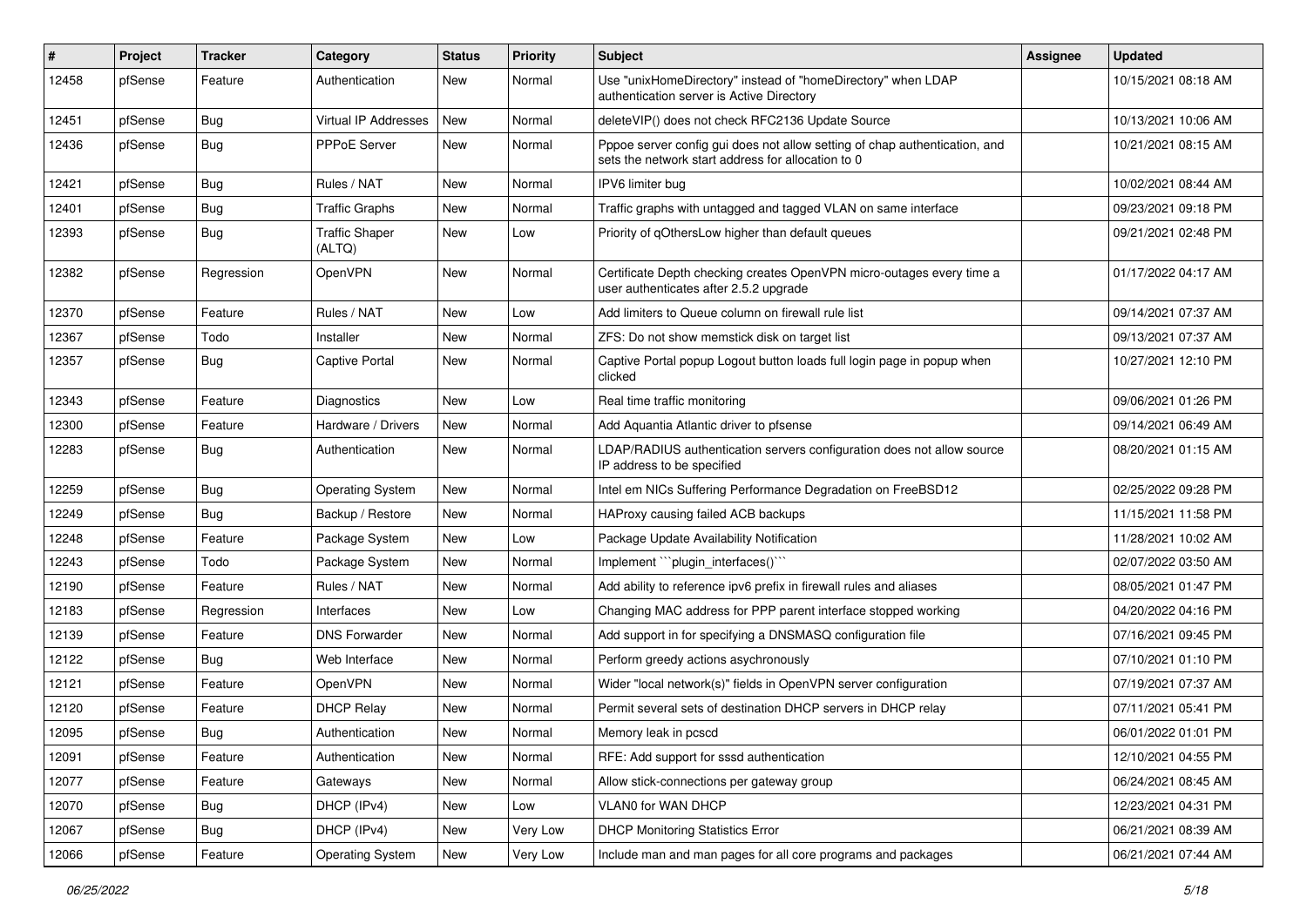| # | Project | Tracker | Category | Status | Priority | Subject | Assignee | Updated |
|---|---|---|---|---|---|---|---|---|
| 12458 | pfSense | Feature | Authentication | New | Normal | Use "unixHomeDirectory" instead of "homeDirectory" when LDAP authentication server is Active Directory | | 10/15/2021 08:18 AM |
| 12451 | pfSense | Bug | Virtual IP Addresses | New | Normal | deleteVIP() does not check RFC2136 Update Source | | 10/13/2021 10:06 AM |
| 12436 | pfSense | Bug | PPPoE Server | New | Normal | Pppoe server config gui does not allow setting of chap authentication, and sets the network start address for allocation to 0 | | 10/21/2021 08:15 AM |
| 12421 | pfSense | Bug | Rules / NAT | New | Normal | IPV6 limiter bug | | 10/02/2021 08:44 AM |
| 12401 | pfSense | Bug | Traffic Graphs | New | Normal | Traffic graphs with untagged and tagged VLAN on same interface | | 09/23/2021 09:18 PM |
| 12393 | pfSense | Bug | Traffic Shaper (ALTQ) | New | Low | Priority of qOthersLow higher than default queues | | 09/21/2021 02:48 PM |
| 12382 | pfSense | Regression | OpenVPN | New | Normal | Certificate Depth checking creates OpenVPN micro-outages every time a user authenticates after 2.5.2 upgrade | | 01/17/2022 04:17 AM |
| 12370 | pfSense | Feature | Rules / NAT | New | Low | Add limiters to Queue column on firewall rule list | | 09/14/2021 07:37 AM |
| 12367 | pfSense | Todo | Installer | New | Normal | ZFS: Do not show memstick disk on target list | | 09/13/2021 07:37 AM |
| 12357 | pfSense | Bug | Captive Portal | New | Normal | Captive Portal popup Logout button loads full login page in popup when clicked | | 10/27/2021 12:10 PM |
| 12343 | pfSense | Feature | Diagnostics | New | Low | Real time traffic monitoring | | 09/06/2021 01:26 PM |
| 12300 | pfSense | Feature | Hardware / Drivers | New | Normal | Add Aquantia Atlantic driver to pfsense | | 09/14/2021 06:49 AM |
| 12283 | pfSense | Bug | Authentication | New | Normal | LDAP/RADIUS authentication servers configuration does not allow source IP address to be specified | | 08/20/2021 01:15 AM |
| 12259 | pfSense | Bug | Operating System | New | Normal | Intel em NICs Suffering Performance Degradation on FreeBSD12 | | 02/25/2022 09:28 PM |
| 12249 | pfSense | Bug | Backup / Restore | New | Normal | HAProxy causing failed ACB backups | | 11/15/2021 11:58 PM |
| 12248 | pfSense | Feature | Package System | New | Low | Package Update Availability Notification | | 11/28/2021 10:02 AM |
| 12243 | pfSense | Todo | Package System | New | Normal | Implement ```plugin_interfaces()``` | | 02/07/2022 03:50 AM |
| 12190 | pfSense | Feature | Rules / NAT | New | Normal | Add ability to reference ipv6 prefix in firewall rules and aliases | | 08/05/2021 01:47 PM |
| 12183 | pfSense | Regression | Interfaces | New | Low | Changing MAC address for PPP parent interface stopped working | | 04/20/2022 04:16 PM |
| 12139 | pfSense | Feature | DNS Forwarder | New | Normal | Add support in for specifying a DNSMASQ configuration file | | 07/16/2021 09:45 PM |
| 12122 | pfSense | Bug | Web Interface | New | Normal | Perform greedy actions asychronously | | 07/10/2021 01:10 PM |
| 12121 | pfSense | Feature | OpenVPN | New | Normal | Wider "local network(s)" fields in OpenVPN server configuration | | 07/19/2021 07:37 AM |
| 12120 | pfSense | Feature | DHCP Relay | New | Normal | Permit several sets of destination DHCP servers in DHCP relay | | 07/11/2021 05:41 PM |
| 12095 | pfSense | Bug | Authentication | New | Normal | Memory leak in pcscd | | 06/01/2022 01:01 PM |
| 12091 | pfSense | Feature | Authentication | New | Normal | RFE: Add support for sssd authentication | | 12/10/2021 04:55 PM |
| 12077 | pfSense | Feature | Gateways | New | Normal | Allow stick-connections per gateway group | | 06/24/2021 08:45 AM |
| 12070 | pfSense | Bug | DHCP (IPv4) | New | Low | VLAN0 for WAN DHCP | | 12/23/2021 04:31 PM |
| 12067 | pfSense | Bug | DHCP (IPv4) | New | Very Low | DHCP Monitoring Statistics Error | | 06/21/2021 08:39 AM |
| 12066 | pfSense | Feature | Operating System | New | Very Low | Include man and man pages for all core programs and packages | | 06/21/2021 07:44 AM |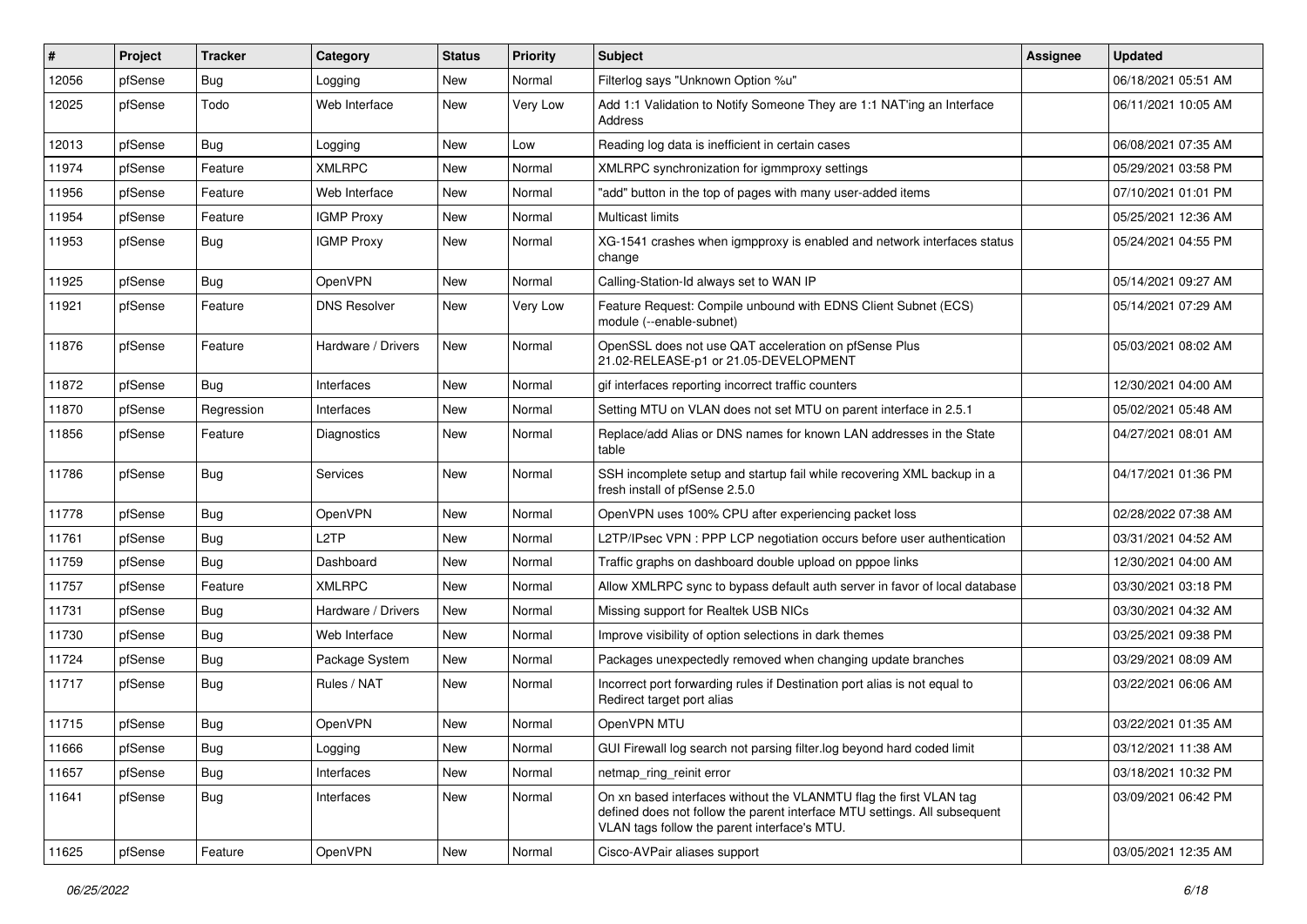| # | Project | Tracker | Category | Status | Priority | Subject | Assignee | Updated |
|---|---|---|---|---|---|---|---|---|
| 12056 | pfSense | Bug | Logging | New | Normal | Filterlog says "Unknown Option %u" | | 06/18/2021 05:51 AM |
| 12025 | pfSense | Todo | Web Interface | New | Very Low | Add 1:1 Validation to Notify Someone They are 1:1 NAT'ing an Interface Address | | 06/11/2021 10:05 AM |
| 12013 | pfSense | Bug | Logging | New | Low | Reading log data is inefficient in certain cases | | 06/08/2021 07:35 AM |
| 11974 | pfSense | Feature | XMLRPC | New | Normal | XMLRPC synchronization for igmmproxy settings | | 05/29/2021 03:58 PM |
| 11956 | pfSense | Feature | Web Interface | New | Normal | "add" button in the top of pages with many user-added items | | 07/10/2021 01:01 PM |
| 11954 | pfSense | Feature | IGMP Proxy | New | Normal | Multicast limits | | 05/25/2021 12:36 AM |
| 11953 | pfSense | Bug | IGMP Proxy | New | Normal | XG-1541 crashes when igmpproxy is enabled and network interfaces status change | | 05/24/2021 04:55 PM |
| 11925 | pfSense | Bug | OpenVPN | New | Normal | Calling-Station-Id always set to WAN IP | | 05/14/2021 09:27 AM |
| 11921 | pfSense | Feature | DNS Resolver | New | Very Low | Feature Request: Compile unbound with EDNS Client Subnet (ECS) module (--enable-subnet) | | 05/14/2021 07:29 AM |
| 11876 | pfSense | Feature | Hardware / Drivers | New | Normal | OpenSSL does not use QAT acceleration on pfSense Plus 21.02-RELEASE-p1 or 21.05-DEVELOPMENT | | 05/03/2021 08:02 AM |
| 11872 | pfSense | Bug | Interfaces | New | Normal | gif interfaces reporting incorrect traffic counters | | 12/30/2021 04:00 AM |
| 11870 | pfSense | Regression | Interfaces | New | Normal | Setting MTU on VLAN does not set MTU on parent interface in 2.5.1 | | 05/02/2021 05:48 AM |
| 11856 | pfSense | Feature | Diagnostics | New | Normal | Replace/add Alias or DNS names for known LAN addresses in the State table | | 04/27/2021 08:01 AM |
| 11786 | pfSense | Bug | Services | New | Normal | SSH incomplete setup and startup fail while recovering XML backup in a fresh install of pfSense 2.5.0 | | 04/17/2021 01:36 PM |
| 11778 | pfSense | Bug | OpenVPN | New | Normal | OpenVPN uses 100% CPU after experiencing packet loss | | 02/28/2022 07:38 AM |
| 11761 | pfSense | Bug | L2TP | New | Normal | L2TP/IPsec VPN : PPP LCP negotiation occurs before user authentication | | 03/31/2021 04:52 AM |
| 11759 | pfSense | Bug | Dashboard | New | Normal | Traffic graphs on dashboard double upload on pppoe links | | 12/30/2021 04:00 AM |
| 11757 | pfSense | Feature | XMLRPC | New | Normal | Allow XMLRPC sync to bypass default auth server in favor of local database | | 03/30/2021 03:18 PM |
| 11731 | pfSense | Bug | Hardware / Drivers | New | Normal | Missing support for Realtek USB NICs | | 03/30/2021 04:32 AM |
| 11730 | pfSense | Bug | Web Interface | New | Normal | Improve visibility of option selections in dark themes | | 03/25/2021 09:38 PM |
| 11724 | pfSense | Bug | Package System | New | Normal | Packages unexpectedly removed when changing update branches | | 03/29/2021 08:09 AM |
| 11717 | pfSense | Bug | Rules / NAT | New | Normal | Incorrect port forwarding rules if Destination port alias is not equal to Redirect target port alias | | 03/22/2021 06:06 AM |
| 11715 | pfSense | Bug | OpenVPN | New | Normal | OpenVPN MTU | | 03/22/2021 01:35 AM |
| 11666 | pfSense | Bug | Logging | New | Normal | GUI Firewall log search not parsing filter.log beyond hard coded limit | | 03/12/2021 11:38 AM |
| 11657 | pfSense | Bug | Interfaces | New | Normal | netmap_ring_reinit error | | 03/18/2021 10:32 PM |
| 11641 | pfSense | Bug | Interfaces | New | Normal | On xn based interfaces without the VLANMTU flag the first VLAN tag defined does not follow the parent interface MTU settings. All subsequent VLAN tags follow the parent interface's MTU. | | 03/09/2021 06:42 PM |
| 11625 | pfSense | Feature | OpenVPN | New | Normal | Cisco-AVPair aliases support | | 03/05/2021 12:35 AM |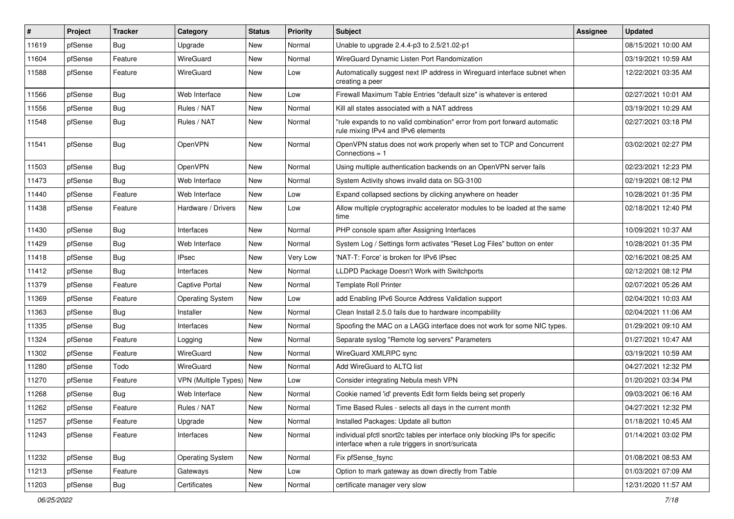| # | Project | Tracker | Category | Status | Priority | Subject | Assignee | Updated |
|---|---|---|---|---|---|---|---|---|
| 11619 | pfSense | Bug | Upgrade | New | Normal | Unable to upgrade 2.4.4-p3 to 2.5/21.02-p1 | | 08/15/2021 10:00 AM |
| 11604 | pfSense | Feature | WireGuard | New | Normal | WireGuard Dynamic Listen Port Randomization | | 03/19/2021 10:59 AM |
| 11588 | pfSense | Feature | WireGuard | New | Low | Automatically suggest next IP address in Wireguard interface subnet when creating a peer | | 12/22/2021 03:35 AM |
| 11566 | pfSense | Bug | Web Interface | New | Low | Firewall Maximum Table Entries "default size" is whatever is entered | | 02/27/2021 10:01 AM |
| 11556 | pfSense | Bug | Rules / NAT | New | Normal | Kill all states associated with a NAT address | | 03/19/2021 10:29 AM |
| 11548 | pfSense | Bug | Rules / NAT | New | Normal | "rule expands to no valid combination" error from port forward automatic rule mixing IPv4 and IPv6 elements | | 02/27/2021 03:18 PM |
| 11541 | pfSense | Bug | OpenVPN | New | Normal | OpenVPN status does not work properly when set to TCP and Concurrent Connections = 1 | | 03/02/2021 02:27 PM |
| 11503 | pfSense | Bug | OpenVPN | New | Normal | Using multiple authentication backends on an OpenVPN server fails | | 02/23/2021 12:23 PM |
| 11473 | pfSense | Bug | Web Interface | New | Normal | System Activity shows invalid data on SG-3100 | | 02/19/2021 08:12 PM |
| 11440 | pfSense | Feature | Web Interface | New | Low | Expand collapsed sections by clicking anywhere on header | | 10/28/2021 01:35 PM |
| 11438 | pfSense | Feature | Hardware / Drivers | New | Low | Allow multiple cryptographic accelerator modules to be loaded at the same time | | 02/18/2021 12:40 PM |
| 11430 | pfSense | Bug | Interfaces | New | Normal | PHP console spam after Assigning Interfaces | | 10/09/2021 10:37 AM |
| 11429 | pfSense | Bug | Web Interface | New | Normal | System Log / Settings form activates "Reset Log Files" button on enter | | 10/28/2021 01:35 PM |
| 11418 | pfSense | Bug | IPsec | New | Very Low | 'NAT-T: Force' is broken for IPv6 IPsec | | 02/16/2021 08:25 AM |
| 11412 | pfSense | Bug | Interfaces | New | Normal | LLDPD Package Doesn't Work with Switchports | | 02/12/2021 08:12 PM |
| 11379 | pfSense | Feature | Captive Portal | New | Normal | Template Roll Printer | | 02/07/2021 05:26 AM |
| 11369 | pfSense | Feature | Operating System | New | Low | add Enabling IPv6 Source Address Validation support | | 02/04/2021 10:03 AM |
| 11363 | pfSense | Bug | Installer | New | Normal | Clean Install 2.5.0 fails due to hardware incompability | | 02/04/2021 11:06 AM |
| 11335 | pfSense | Bug | Interfaces | New | Normal | Spoofing the MAC on a LAGG interface does not work for some NIC types. | | 01/29/2021 09:10 AM |
| 11324 | pfSense | Feature | Logging | New | Normal | Separate syslog "Remote log servers" Parameters | | 01/27/2021 10:47 AM |
| 11302 | pfSense | Feature | WireGuard | New | Normal | WireGuard XMLRPC sync | | 03/19/2021 10:59 AM |
| 11280 | pfSense | Todo | WireGuard | New | Normal | Add WireGuard to ALTQ list | | 04/27/2021 12:32 PM |
| 11270 | pfSense | Feature | VPN (Multiple Types) | New | Low | Consider integrating Nebula mesh VPN | | 01/20/2021 03:34 PM |
| 11268 | pfSense | Bug | Web Interface | New | Normal | Cookie named 'id' prevents Edit form fields being set properly | | 09/03/2021 06:16 AM |
| 11262 | pfSense | Feature | Rules / NAT | New | Normal | Time Based Rules - selects all days in the current month | | 04/27/2021 12:32 PM |
| 11257 | pfSense | Feature | Upgrade | New | Normal | Installed Packages: Update all button | | 01/18/2021 10:45 AM |
| 11243 | pfSense | Feature | Interfaces | New | Normal | individual pfctl snort2c tables per interface only blocking IPs for specific interface when a rule triggers in snort/suricata | | 01/14/2021 03:02 PM |
| 11232 | pfSense | Bug | Operating System | New | Normal | Fix pfSense_fsync | | 01/08/2021 08:53 AM |
| 11213 | pfSense | Feature | Gateways | New | Low | Option to mark gateway as down directly from Table | | 01/03/2021 07:09 AM |
| 11203 | pfSense | Bug | Certificates | New | Normal | certificate manager very slow | | 12/31/2020 11:57 AM |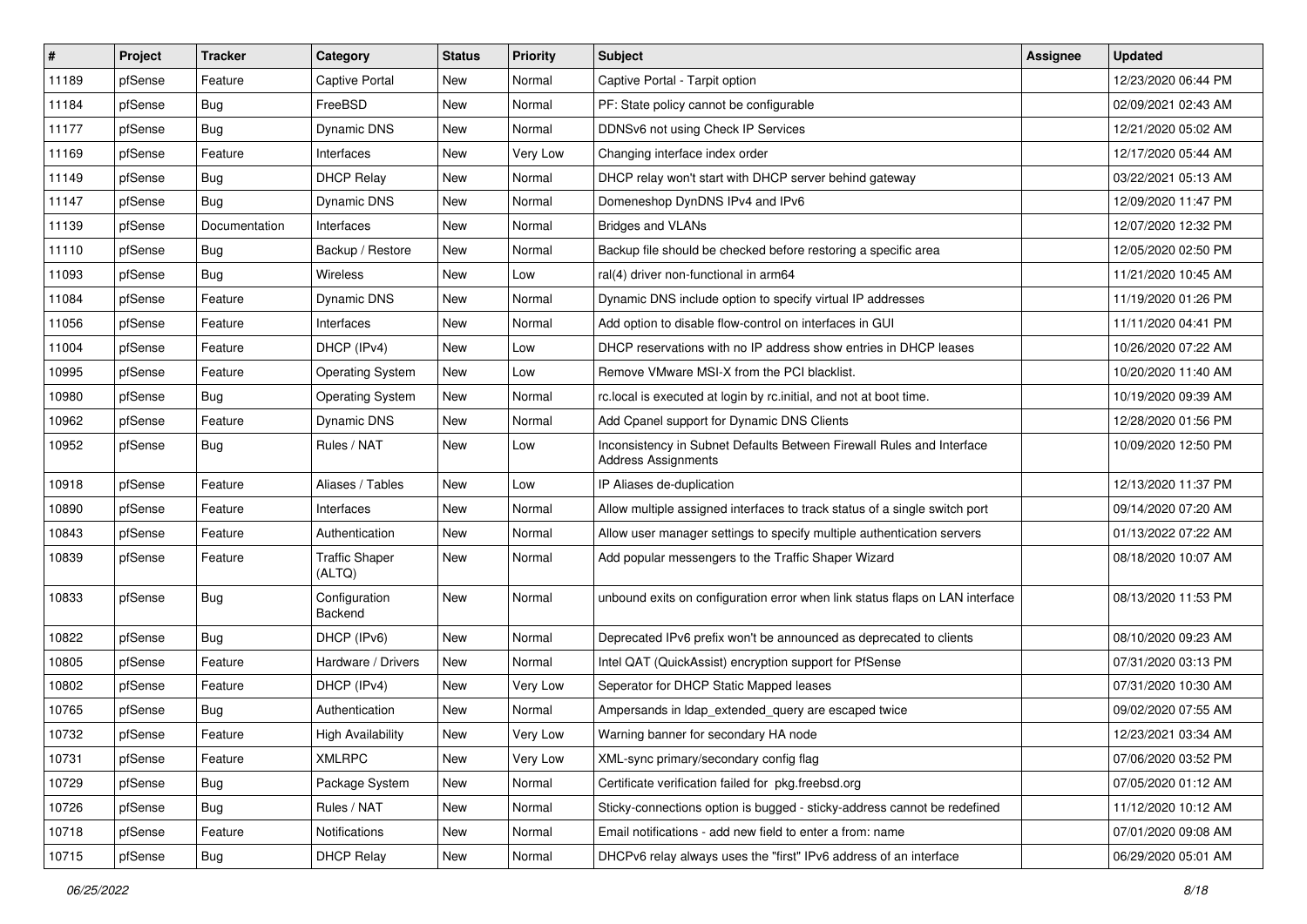| # | Project | Tracker | Category | Status | Priority | Subject | Assignee | Updated |
|---|---|---|---|---|---|---|---|---|
| 11189 | pfSense | Feature | Captive Portal | New | Normal | Captive Portal - Tarpit option | | 12/23/2020 06:44 PM |
| 11184 | pfSense | Bug | FreeBSD | New | Normal | PF: State policy cannot be configurable | | 02/09/2021 02:43 AM |
| 11177 | pfSense | Bug | Dynamic DNS | New | Normal | DDNSv6 not using Check IP Services | | 12/21/2020 05:02 AM |
| 11169 | pfSense | Feature | Interfaces | New | Very Low | Changing interface index order | | 12/17/2020 05:44 AM |
| 11149 | pfSense | Bug | DHCP Relay | New | Normal | DHCP relay won't start with DHCP server behind gateway | | 03/22/2021 05:13 AM |
| 11147 | pfSense | Bug | Dynamic DNS | New | Normal | Domeneshop DynDNS IPv4 and IPv6 | | 12/09/2020 11:47 PM |
| 11139 | pfSense | Documentation | Interfaces | New | Normal | Bridges and VLANs | | 12/07/2020 12:32 PM |
| 11110 | pfSense | Bug | Backup / Restore | New | Normal | Backup file should be checked before restoring a specific area | | 12/05/2020 02:50 PM |
| 11093 | pfSense | Bug | Wireless | New | Low | ral(4) driver non-functional in arm64 | | 11/21/2020 10:45 AM |
| 11084 | pfSense | Feature | Dynamic DNS | New | Normal | Dynamic DNS include option to specify virtual IP addresses | | 11/19/2020 01:26 PM |
| 11056 | pfSense | Feature | Interfaces | New | Normal | Add option to disable flow-control on interfaces in GUI | | 11/11/2020 04:41 PM |
| 11004 | pfSense | Feature | DHCP (IPv4) | New | Low | DHCP reservations with no IP address show entries in DHCP leases | | 10/26/2020 07:22 AM |
| 10995 | pfSense | Feature | Operating System | New | Low | Remove VMware MSI-X from the PCI blacklist. | | 10/20/2020 11:40 AM |
| 10980 | pfSense | Bug | Operating System | New | Normal | rc.local is executed at login by rc.initial, and not at boot time. | | 10/19/2020 09:39 AM |
| 10962 | pfSense | Feature | Dynamic DNS | New | Normal | Add Cpanel support for Dynamic DNS Clients | | 12/28/2020 01:56 PM |
| 10952 | pfSense | Bug | Rules / NAT | New | Low | Inconsistency in Subnet Defaults Between Firewall Rules and Interface Address Assignments | | 10/09/2020 12:50 PM |
| 10918 | pfSense | Feature | Aliases / Tables | New | Low | IP Aliases de-duplication | | 12/13/2020 11:37 PM |
| 10890 | pfSense | Feature | Interfaces | New | Normal | Allow multiple assigned interfaces to track status of a single switch port | | 09/14/2020 07:20 AM |
| 10843 | pfSense | Feature | Authentication | New | Normal | Allow user manager settings to specify multiple authentication servers | | 01/13/2022 07:22 AM |
| 10839 | pfSense | Feature | Traffic Shaper (ALTQ) | New | Normal | Add popular messengers to the Traffic Shaper Wizard | | 08/18/2020 10:07 AM |
| 10833 | pfSense | Bug | Configuration Backend | New | Normal | unbound exits on configuration error when link status flaps on LAN interface | | 08/13/2020 11:53 PM |
| 10822 | pfSense | Bug | DHCP (IPv6) | New | Normal | Deprecated IPv6 prefix won't be announced as deprecated to clients | | 08/10/2020 09:23 AM |
| 10805 | pfSense | Feature | Hardware / Drivers | New | Normal | Intel QAT (QuickAssist) encryption support for PfSense | | 07/31/2020 03:13 PM |
| 10802 | pfSense | Feature | DHCP (IPv4) | New | Very Low | Seperator for DHCP Static Mapped leases | | 07/31/2020 10:30 AM |
| 10765 | pfSense | Bug | Authentication | New | Normal | Ampersands in ldap_extended_query are escaped twice | | 09/02/2020 07:55 AM |
| 10732 | pfSense | Feature | High Availability | New | Very Low | Warning banner for secondary HA node | | 12/23/2021 03:34 AM |
| 10731 | pfSense | Feature | XMLRPC | New | Very Low | XML-sync primary/secondary config flag | | 07/06/2020 03:52 PM |
| 10729 | pfSense | Bug | Package System | New | Normal | Certificate verification failed for pkg.freebsd.org | | 07/05/2020 01:12 AM |
| 10726 | pfSense | Bug | Rules / NAT | New | Normal | Sticky-connections option is bugged - sticky-address cannot be redefined | | 11/12/2020 10:12 AM |
| 10718 | pfSense | Feature | Notifications | New | Normal | Email notifications - add new field to enter a from: name | | 07/01/2020 09:08 AM |
| 10715 | pfSense | Bug | DHCP Relay | New | Normal | DHCPv6 relay always uses the "first" IPv6 address of an interface | | 06/29/2020 05:01 AM |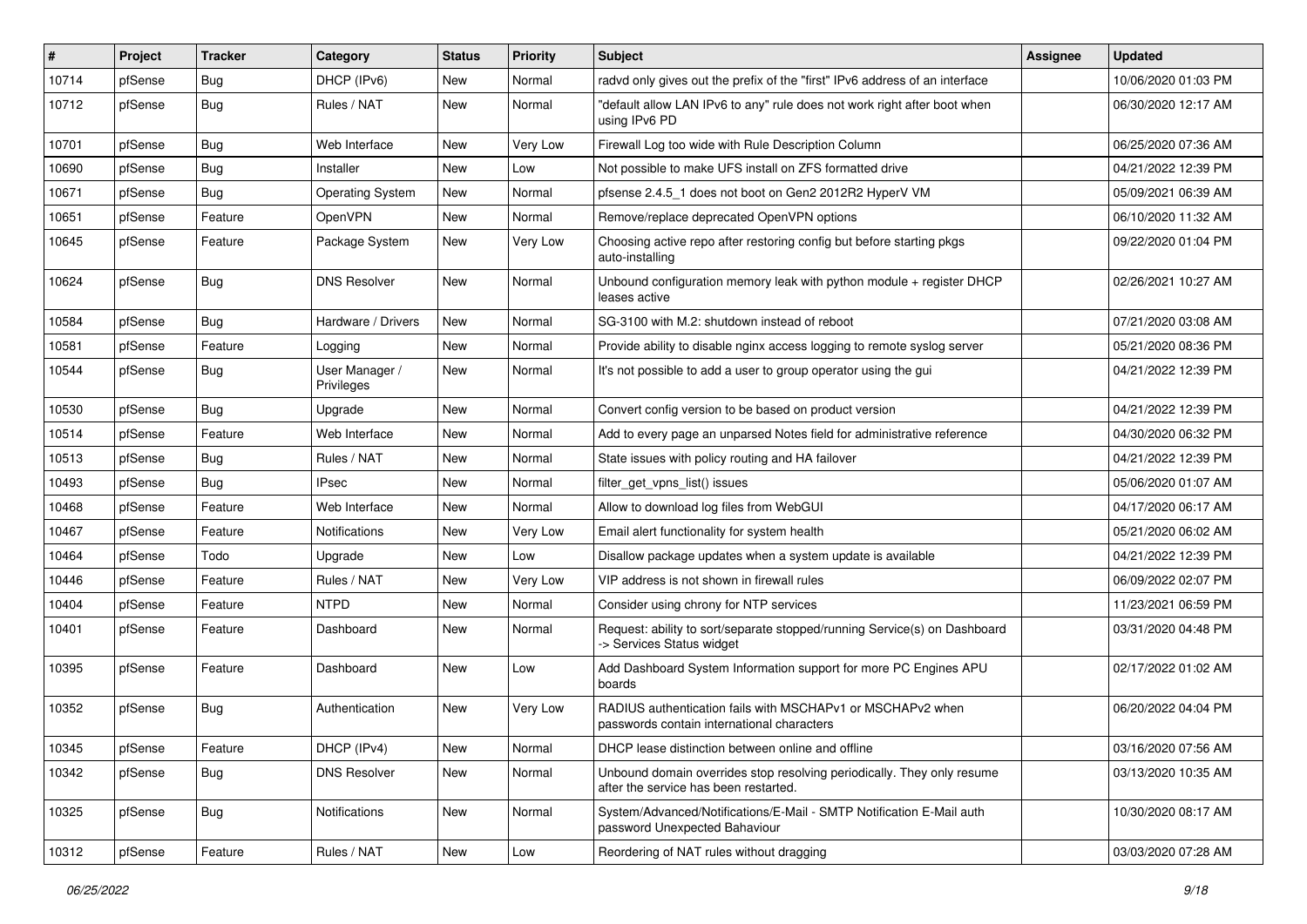| # | Project | Tracker | Category | Status | Priority | Subject | Assignee | Updated |
|---|---|---|---|---|---|---|---|---|
| 10714 | pfSense | Bug | DHCP (IPv6) | New | Normal | radvd only gives out the prefix of the "first" IPv6 address of an interface | | 10/06/2020 01:03 PM |
| 10712 | pfSense | Bug | Rules / NAT | New | Normal | "default allow LAN IPv6 to any" rule does not work right after boot when using IPv6 PD | | 06/30/2020 12:17 AM |
| 10701 | pfSense | Bug | Web Interface | New | Very Low | Firewall Log too wide with Rule Description Column | | 06/25/2020 07:36 AM |
| 10690 | pfSense | Bug | Installer | New | Low | Not possible to make UFS install on ZFS formatted drive | | 04/21/2022 12:39 PM |
| 10671 | pfSense | Bug | Operating System | New | Normal | pfsense 2.4.5_1 does not boot on Gen2 2012R2 HyperV VM | | 05/09/2021 06:39 AM |
| 10651 | pfSense | Feature | OpenVPN | New | Normal | Remove/replace deprecated OpenVPN options | | 06/10/2020 11:32 AM |
| 10645 | pfSense | Feature | Package System | New | Very Low | Choosing active repo after restoring config but before starting pkgs auto-installing | | 09/22/2020 01:04 PM |
| 10624 | pfSense | Bug | DNS Resolver | New | Normal | Unbound configuration memory leak with python module + register DHCP leases active | | 02/26/2021 10:27 AM |
| 10584 | pfSense | Bug | Hardware / Drivers | New | Normal | SG-3100 with M.2: shutdown instead of reboot | | 07/21/2020 03:08 AM |
| 10581 | pfSense | Feature | Logging | New | Normal | Provide ability to disable nginx access logging to remote syslog server | | 05/21/2020 08:36 PM |
| 10544 | pfSense | Bug | User Manager / Privileges | New | Normal | It's not possible to add a user to group operator using the gui | | 04/21/2022 12:39 PM |
| 10530 | pfSense | Bug | Upgrade | New | Normal | Convert config version to be based on product version | | 04/21/2022 12:39 PM |
| 10514 | pfSense | Feature | Web Interface | New | Normal | Add to every page an unparsed Notes field for administrative reference | | 04/30/2020 06:32 PM |
| 10513 | pfSense | Bug | Rules / NAT | New | Normal | State issues with policy routing and HA failover | | 04/21/2022 12:39 PM |
| 10493 | pfSense | Bug | IPsec | New | Normal | filter_get_vpns_list() issues | | 05/06/2020 01:07 AM |
| 10468 | pfSense | Feature | Web Interface | New | Normal | Allow to download log files from WebGUI | | 04/17/2020 06:17 AM |
| 10467 | pfSense | Feature | Notifications | New | Very Low | Email alert functionality for system health | | 05/21/2020 06:02 AM |
| 10464 | pfSense | Todo | Upgrade | New | Low | Disallow package updates when a system update is available | | 04/21/2022 12:39 PM |
| 10446 | pfSense | Feature | Rules / NAT | New | Very Low | VIP address is not shown in firewall rules | | 06/09/2022 02:07 PM |
| 10404 | pfSense | Feature | NTPD | New | Normal | Consider using chrony for NTP services | | 11/23/2021 06:59 PM |
| 10401 | pfSense | Feature | Dashboard | New | Normal | Request: ability to sort/separate stopped/running Service(s) on Dashboard -> Services Status widget | | 03/31/2020 04:48 PM |
| 10395 | pfSense | Feature | Dashboard | New | Low | Add Dashboard System Information support for more PC Engines APU boards | | 02/17/2022 01:02 AM |
| 10352 | pfSense | Bug | Authentication | New | Very Low | RADIUS authentication fails with MSCHAPv1 or MSCHAPv2 when passwords contain international characters | | 06/20/2022 04:04 PM |
| 10345 | pfSense | Feature | DHCP (IPv4) | New | Normal | DHCP lease distinction between online and offline | | 03/16/2020 07:56 AM |
| 10342 | pfSense | Bug | DNS Resolver | New | Normal | Unbound domain overrides stop resolving periodically. They only resume after the service has been restarted. | | 03/13/2020 10:35 AM |
| 10325 | pfSense | Bug | Notifications | New | Normal | System/Advanced/Notifications/E-Mail - SMTP Notification E-Mail auth password Unexpected Bahaviour | | 10/30/2020 08:17 AM |
| 10312 | pfSense | Feature | Rules / NAT | New | Low | Reordering of NAT rules without dragging | | 03/03/2020 07:28 AM |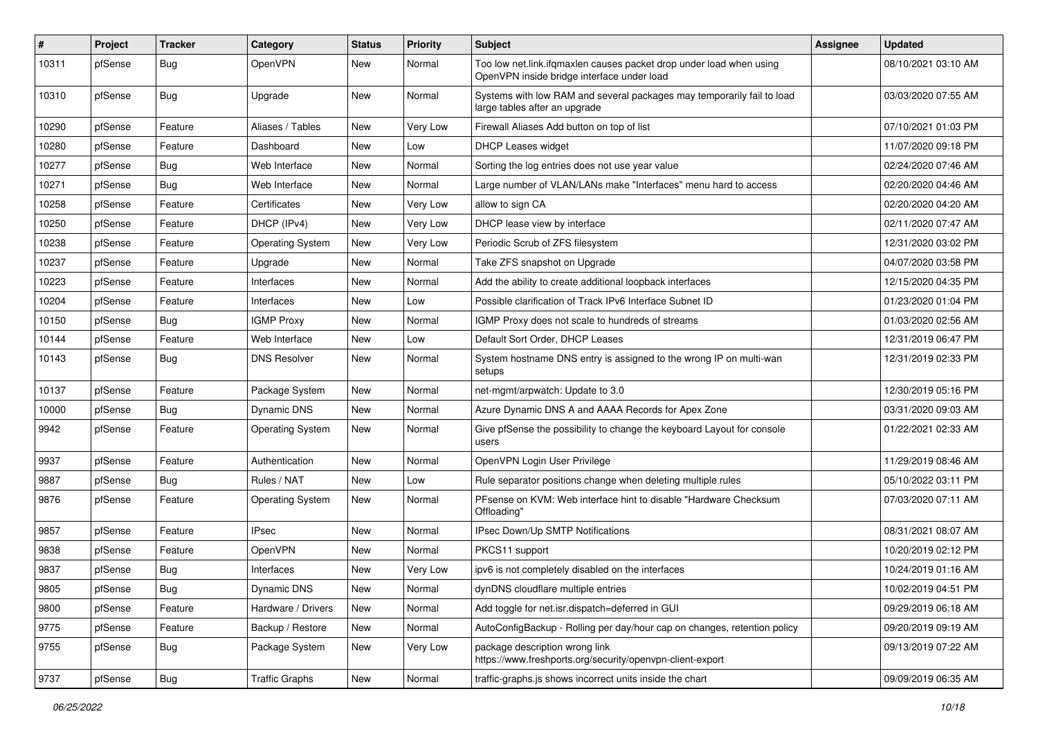| # | Project | Tracker | Category | Status | Priority | Subject | Assignee | Updated |
|---|---|---|---|---|---|---|---|---|
| 10311 | pfSense | Bug | OpenVPN | New | Normal | Too low net.link.ifqmaxlen causes packet drop under load when using OpenVPN inside bridge interface under load | | 08/10/2021 03:10 AM |
| 10310 | pfSense | Bug | Upgrade | New | Normal | Systems with low RAM and several packages may temporarily fail to load large tables after an upgrade | | 03/03/2020 07:55 AM |
| 10290 | pfSense | Feature | Aliases / Tables | New | Very Low | Firewall Aliases Add button on top of list | | 07/10/2021 01:03 PM |
| 10280 | pfSense | Feature | Dashboard | New | Low | DHCP Leases widget | | 11/07/2020 09:18 PM |
| 10277 | pfSense | Bug | Web Interface | New | Normal | Sorting the log entries does not use year value | | 02/24/2020 07:46 AM |
| 10271 | pfSense | Bug | Web Interface | New | Normal | Large number of VLAN/LANs make "Interfaces" menu hard to access | | 02/20/2020 04:46 AM |
| 10258 | pfSense | Feature | Certificates | New | Very Low | allow to sign CA | | 02/20/2020 04:20 AM |
| 10250 | pfSense | Feature | DHCP (IPv4) | New | Very Low | DHCP lease view by interface | | 02/11/2020 07:47 AM |
| 10238 | pfSense | Feature | Operating System | New | Very Low | Periodic Scrub of ZFS filesystem | | 12/31/2020 03:02 PM |
| 10237 | pfSense | Feature | Upgrade | New | Normal | Take ZFS snapshot on Upgrade | | 04/07/2020 03:58 PM |
| 10223 | pfSense | Feature | Interfaces | New | Normal | Add the ability to create additional loopback interfaces | | 12/15/2020 04:35 PM |
| 10204 | pfSense | Feature | Interfaces | New | Low | Possible clarification of Track IPv6 Interface Subnet ID | | 01/23/2020 01:04 PM |
| 10150 | pfSense | Bug | IGMP Proxy | New | Normal | IGMP Proxy does not scale to hundreds of streams | | 01/03/2020 02:56 AM |
| 10144 | pfSense | Feature | Web Interface | New | Low | Default Sort Order, DHCP Leases | | 12/31/2019 06:47 PM |
| 10143 | pfSense | Bug | DNS Resolver | New | Normal | System hostname DNS entry is assigned to the wrong IP on multi-wan setups | | 12/31/2019 02:33 PM |
| 10137 | pfSense | Feature | Package System | New | Normal | net-mgmt/arpwatch: Update to 3.0 | | 12/30/2019 05:16 PM |
| 10000 | pfSense | Bug | Dynamic DNS | New | Normal | Azure Dynamic DNS A and AAAA Records for Apex Zone | | 03/31/2020 09:03 AM |
| 9942 | pfSense | Feature | Operating System | New | Normal | Give pfSense the possibility to change the keyboard Layout for console users | | 01/22/2021 02:33 AM |
| 9937 | pfSense | Feature | Authentication | New | Normal | OpenVPN Login User Privilege | | 11/29/2019 08:46 AM |
| 9887 | pfSense | Bug | Rules / NAT | New | Low | Rule separator positions change when deleting multiple rules | | 05/10/2022 03:11 PM |
| 9876 | pfSense | Feature | Operating System | New | Normal | PFsense on KVM: Web interface hint to disable "Hardware Checksum Offloading" | | 07/03/2020 07:11 AM |
| 9857 | pfSense | Feature | IPsec | New | Normal | IPsec Down/Up SMTP Notifications | | 08/31/2021 08:07 AM |
| 9838 | pfSense | Feature | OpenVPN | New | Normal | PKCS11 support | | 10/20/2019 02:12 PM |
| 9837 | pfSense | Bug | Interfaces | New | Very Low | ipv6 is not completely disabled on the interfaces | | 10/24/2019 01:16 AM |
| 9805 | pfSense | Bug | Dynamic DNS | New | Normal | dynDNS cloudflare multiple entries | | 10/02/2019 04:51 PM |
| 9800 | pfSense | Feature | Hardware / Drivers | New | Normal | Add toggle for net.isr.dispatch=deferred in GUI | | 09/29/2019 06:18 AM |
| 9775 | pfSense | Feature | Backup / Restore | New | Normal | AutoConfigBackup - Rolling per day/hour cap on changes, retention policy | | 09/20/2019 09:19 AM |
| 9755 | pfSense | Bug | Package System | New | Very Low | package description wrong link https://www.freshports.org/security/openvpn-client-export | | 09/13/2019 07:22 AM |
| 9737 | pfSense | Bug | Traffic Graphs | New | Normal | traffic-graphs.js shows incorrect units inside the chart | | 09/09/2019 06:35 AM |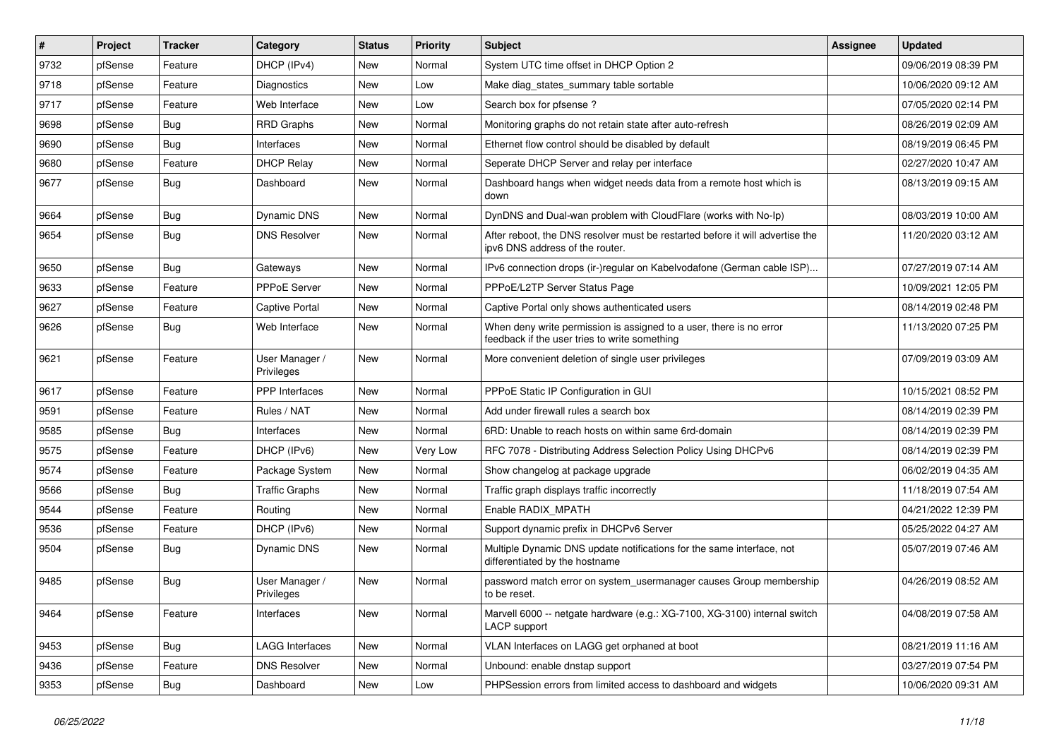| # | Project | Tracker | Category | Status | Priority | Subject | Assignee | Updated |
|---|---|---|---|---|---|---|---|---|
| 9732 | pfSense | Feature | DHCP (IPv4) | New | Normal | System UTC time offset in DHCP Option 2 | | 09/06/2019 08:39 PM |
| 9718 | pfSense | Feature | Diagnostics | New | Low | Make diag_states_summary table sortable | | 10/06/2020 09:12 AM |
| 9717 | pfSense | Feature | Web Interface | New | Low | Search box for pfsense ? | | 07/05/2020 02:14 PM |
| 9698 | pfSense | Bug | RRD Graphs | New | Normal | Monitoring graphs do not retain state after auto-refresh | | 08/26/2019 02:09 AM |
| 9690 | pfSense | Bug | Interfaces | New | Normal | Ethernet flow control should be disabled by default | | 08/19/2019 06:45 PM |
| 9680 | pfSense | Feature | DHCP Relay | New | Normal | Seperate DHCP Server and relay per interface | | 02/27/2020 10:47 AM |
| 9677 | pfSense | Bug | Dashboard | New | Normal | Dashboard hangs when widget needs data from a remote host which is down | | 08/13/2019 09:15 AM |
| 9664 | pfSense | Bug | Dynamic DNS | New | Normal | DynDNS and Dual-wan problem with CloudFlare (works with No-Ip) | | 08/03/2019 10:00 AM |
| 9654 | pfSense | Bug | DNS Resolver | New | Normal | After reboot, the DNS resolver must be restarted before it will advertise the ipv6 DNS address of the router. | | 11/20/2020 03:12 AM |
| 9650 | pfSense | Bug | Gateways | New | Normal | IPv6 connection drops (ir-)regular on Kabelvodafone (German cable ISP)... | | 07/27/2019 07:14 AM |
| 9633 | pfSense | Feature | PPPoE Server | New | Normal | PPPoE/L2TP Server Status Page | | 10/09/2021 12:05 PM |
| 9627 | pfSense | Feature | Captive Portal | New | Normal | Captive Portal only shows authenticated users | | 08/14/2019 02:48 PM |
| 9626 | pfSense | Bug | Web Interface | New | Normal | When deny write permission is assigned to a user, there is no error feedback if the user tries to write something | | 11/13/2020 07:25 PM |
| 9621 | pfSense | Feature | User Manager / Privileges | New | Normal | More convenient deletion of single user privileges | | 07/09/2019 03:09 AM |
| 9617 | pfSense | Feature | PPP Interfaces | New | Normal | PPPoE Static IP Configuration in GUI | | 10/15/2021 08:52 PM |
| 9591 | pfSense | Feature | Rules / NAT | New | Normal | Add under firewall rules a search box | | 08/14/2019 02:39 PM |
| 9585 | pfSense | Bug | Interfaces | New | Normal | 6RD: Unable to reach hosts on within same 6rd-domain | | 08/14/2019 02:39 PM |
| 9575 | pfSense | Feature | DHCP (IPv6) | New | Very Low | RFC 7078 - Distributing Address Selection Policy Using DHCPv6 | | 08/14/2019 02:39 PM |
| 9574 | pfSense | Feature | Package System | New | Normal | Show changelog at package upgrade | | 06/02/2019 04:35 AM |
| 9566 | pfSense | Bug | Traffic Graphs | New | Normal | Traffic graph displays traffic incorrectly | | 11/18/2019 07:54 AM |
| 9544 | pfSense | Feature | Routing | New | Normal | Enable RADIX_MPATH | | 04/21/2022 12:39 PM |
| 9536 | pfSense | Feature | DHCP (IPv6) | New | Normal | Support dynamic prefix in DHCPv6 Server | | 05/25/2022 04:27 AM |
| 9504 | pfSense | Bug | Dynamic DNS | New | Normal | Multiple Dynamic DNS update notifications for the same interface, not differentiated by the hostname | | 05/07/2019 07:46 AM |
| 9485 | pfSense | Bug | User Manager / Privileges | New | Normal | password match error on system_usermanager causes Group membership to be reset. | | 04/26/2019 08:52 AM |
| 9464 | pfSense | Feature | Interfaces | New | Normal | Marvell 6000 -- netgate hardware (e.g.: XG-7100, XG-3100) internal switch LACP support | | 04/08/2019 07:58 AM |
| 9453 | pfSense | Bug | LAGG Interfaces | New | Normal | VLAN Interfaces on LAGG get orphaned at boot | | 08/21/2019 11:16 AM |
| 9436 | pfSense | Feature | DNS Resolver | New | Normal | Unbound: enable dnstap support | | 03/27/2019 07:54 PM |
| 9353 | pfSense | Bug | Dashboard | New | Low | PHPSession errors from limited access to dashboard and widgets | | 10/06/2020 09:31 AM |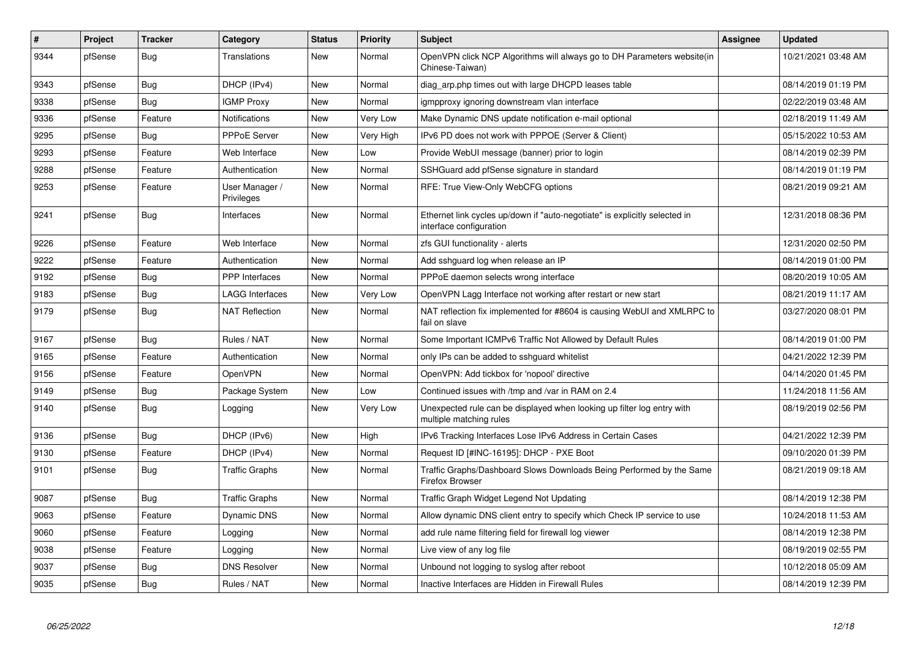| # | Project | Tracker | Category | Status | Priority | Subject | Assignee | Updated |
|---|---|---|---|---|---|---|---|---|
| 9344 | pfSense | Bug | Translations | New | Normal | OpenVPN click NCP Algorithms will always go to DH Parameters website(in Chinese-Taiwan) | | 10/21/2021 03:48 AM |
| 9343 | pfSense | Bug | DHCP (IPv4) | New | Normal | diag_arp.php times out with large DHCPD leases table | | 08/14/2019 01:19 PM |
| 9338 | pfSense | Bug | IGMP Proxy | New | Normal | igmpproxy ignoring downstream vlan interface | | 02/22/2019 03:48 AM |
| 9336 | pfSense | Feature | Notifications | New | Very Low | Make Dynamic DNS update notification e-mail optional | | 02/18/2019 11:49 AM |
| 9295 | pfSense | Bug | PPPoE Server | New | Very High | IPv6 PD does not work with PPPOE (Server & Client) | | 05/15/2022 10:53 AM |
| 9293 | pfSense | Feature | Web Interface | New | Low | Provide WebUI message (banner) prior to login | | 08/14/2019 02:39 PM |
| 9288 | pfSense | Feature | Authentication | New | Normal | SSHGuard add pfSense signature in standard | | 08/14/2019 01:19 PM |
| 9253 | pfSense | Feature | User Manager / Privileges | New | Normal | RFE: True View-Only WebCFG options | | 08/21/2019 09:21 AM |
| 9241 | pfSense | Bug | Interfaces | New | Normal | Ethernet link cycles up/down if "auto-negotiate" is explicitly selected in interface configuration | | 12/31/2018 08:36 PM |
| 9226 | pfSense | Feature | Web Interface | New | Normal | zfs GUI functionality - alerts | | 12/31/2020 02:50 PM |
| 9222 | pfSense | Feature | Authentication | New | Normal | Add sshguard log when release an IP | | 08/14/2019 01:00 PM |
| 9192 | pfSense | Bug | PPP Interfaces | New | Normal | PPPoE daemon selects wrong interface | | 08/20/2019 10:05 AM |
| 9183 | pfSense | Bug | LAGG Interfaces | New | Very Low | OpenVPN Lagg Interface not working after restart or new start | | 08/21/2019 11:17 AM |
| 9179 | pfSense | Bug | NAT Reflection | New | Normal | NAT reflection fix implemented for #8604 is causing WebUI and XMLRPC to fail on slave | | 03/27/2020 08:01 PM |
| 9167 | pfSense | Bug | Rules / NAT | New | Normal | Some Important ICMPv6 Traffic Not Allowed by Default Rules | | 08/14/2019 01:00 PM |
| 9165 | pfSense | Feature | Authentication | New | Normal | only IPs can be added to sshguard whitelist | | 04/21/2022 12:39 PM |
| 9156 | pfSense | Feature | OpenVPN | New | Normal | OpenVPN: Add tickbox for 'nopool' directive | | 04/14/2020 01:45 PM |
| 9149 | pfSense | Bug | Package System | New | Low | Continued issues with /tmp and /var in RAM on 2.4 | | 11/24/2018 11:56 AM |
| 9140 | pfSense | Bug | Logging | New | Very Low | Unexpected rule can be displayed when looking up filter log entry with multiple matching rules | | 08/19/2019 02:56 PM |
| 9136 | pfSense | Bug | DHCP (IPv6) | New | High | IPv6 Tracking Interfaces Lose IPv6 Address in Certain Cases | | 04/21/2022 12:39 PM |
| 9130 | pfSense | Feature | DHCP (IPv4) | New | Normal | Request ID [#INC-16195]: DHCP - PXE Boot | | 09/10/2020 01:39 PM |
| 9101 | pfSense | Bug | Traffic Graphs | New | Normal | Traffic Graphs/Dashboard Slows Downloads Being Performed by the Same Firefox Browser | | 08/21/2019 09:18 AM |
| 9087 | pfSense | Bug | Traffic Graphs | New | Normal | Traffic Graph Widget Legend Not Updating | | 08/14/2019 12:38 PM |
| 9063 | pfSense | Feature | Dynamic DNS | New | Normal | Allow dynamic DNS client entry to specify which Check IP service to use | | 10/24/2018 11:53 AM |
| 9060 | pfSense | Feature | Logging | New | Normal | add rule name filtering field for firewall log viewer | | 08/14/2019 12:38 PM |
| 9038 | pfSense | Feature | Logging | New | Normal | Live view of any log file | | 08/19/2019 02:55 PM |
| 9037 | pfSense | Bug | DNS Resolver | New | Normal | Unbound not logging to syslog after reboot | | 10/12/2018 05:09 AM |
| 9035 | pfSense | Bug | Rules / NAT | New | Normal | Inactive Interfaces are Hidden in Firewall Rules | | 08/14/2019 12:39 PM |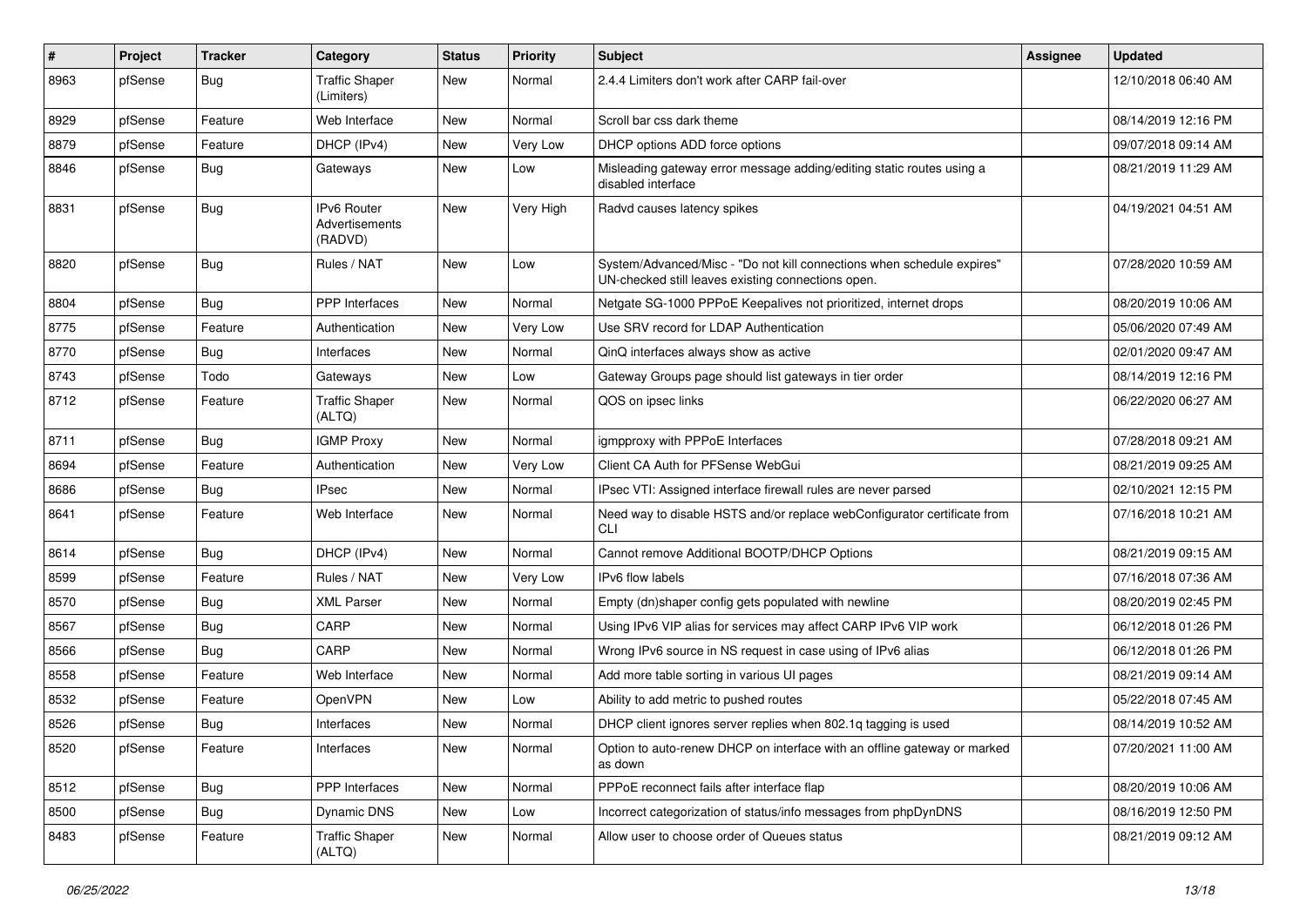| # | Project | Tracker | Category | Status | Priority | Subject | Assignee | Updated |
|---|---|---|---|---|---|---|---|---|
| 8963 | pfSense | Bug | Traffic Shaper (Limiters) | New | Normal | 2.4.4 Limiters don't work after CARP fail-over | | 12/10/2018 06:40 AM |
| 8929 | pfSense | Feature | Web Interface | New | Normal | Scroll bar css dark theme | | 08/14/2019 12:16 PM |
| 8879 | pfSense | Feature | DHCP (IPv4) | New | Very Low | DHCP options ADD force options | | 09/07/2018 09:14 AM |
| 8846 | pfSense | Bug | Gateways | New | Low | Misleading gateway error message adding/editing static routes using a disabled interface | | 08/21/2019 11:29 AM |
| 8831 | pfSense | Bug | IPv6 Router Advertisements (RADVD) | New | Very High | Radvd causes latency spikes | | 04/19/2021 04:51 AM |
| 8820 | pfSense | Bug | Rules / NAT | New | Low | System/Advanced/Misc - "Do not kill connections when schedule expires" UN-checked still leaves existing connections open. | | 07/28/2020 10:59 AM |
| 8804 | pfSense | Bug | PPP Interfaces | New | Normal | Netgate SG-1000 PPPoE Keepalives not prioritized, internet drops | | 08/20/2019 10:06 AM |
| 8775 | pfSense | Feature | Authentication | New | Very Low | Use SRV record for LDAP Authentication | | 05/06/2020 07:49 AM |
| 8770 | pfSense | Bug | Interfaces | New | Normal | QinQ interfaces always show as active | | 02/01/2020 09:47 AM |
| 8743 | pfSense | Todo | Gateways | New | Low | Gateway Groups page should list gateways in tier order | | 08/14/2019 12:16 PM |
| 8712 | pfSense | Feature | Traffic Shaper (ALTQ) | New | Normal | QOS on ipsec links | | 06/22/2020 06:27 AM |
| 8711 | pfSense | Bug | IGMP Proxy | New | Normal | igmpproxy with PPPoE Interfaces | | 07/28/2018 09:21 AM |
| 8694 | pfSense | Feature | Authentication | New | Very Low | Client CA Auth for PFSense WebGui | | 08/21/2019 09:25 AM |
| 8686 | pfSense | Bug | IPsec | New | Normal | IPsec VTI: Assigned interface firewall rules are never parsed | | 02/10/2021 12:15 PM |
| 8641 | pfSense | Feature | Web Interface | New | Normal | Need way to disable HSTS and/or replace webConfigurator certificate from CLI | | 07/16/2018 10:21 AM |
| 8614 | pfSense | Bug | DHCP (IPv4) | New | Normal | Cannot remove Additional BOOTP/DHCP Options | | 08/21/2019 09:15 AM |
| 8599 | pfSense | Feature | Rules / NAT | New | Very Low | IPv6 flow labels | | 07/16/2018 07:36 AM |
| 8570 | pfSense | Bug | XML Parser | New | Normal | Empty (dn)shaper config gets populated with newline | | 08/20/2019 02:45 PM |
| 8567 | pfSense | Bug | CARP | New | Normal | Using IPv6 VIP alias for services may affect CARP IPv6 VIP work | | 06/12/2018 01:26 PM |
| 8566 | pfSense | Bug | CARP | New | Normal | Wrong IPv6 source in NS request in case using of IPv6 alias | | 06/12/2018 01:26 PM |
| 8558 | pfSense | Feature | Web Interface | New | Normal | Add more table sorting in various UI pages | | 08/21/2019 09:14 AM |
| 8532 | pfSense | Feature | OpenVPN | New | Low | Ability to add metric to pushed routes | | 05/22/2018 07:45 AM |
| 8526 | pfSense | Bug | Interfaces | New | Normal | DHCP client ignores server replies when 802.1q tagging is used | | 08/14/2019 10:52 AM |
| 8520 | pfSense | Feature | Interfaces | New | Normal | Option to auto-renew DHCP on interface with an offline gateway or marked as down | | 07/20/2021 11:00 AM |
| 8512 | pfSense | Bug | PPP Interfaces | New | Normal | PPPoE reconnect fails after interface flap | | 08/20/2019 10:06 AM |
| 8500 | pfSense | Bug | Dynamic DNS | New | Low | Incorrect categorization of status/info messages from phpDynDNS | | 08/16/2019 12:50 PM |
| 8483 | pfSense | Feature | Traffic Shaper (ALTQ) | New | Normal | Allow user to choose order of Queues status | | 08/21/2019 09:12 AM |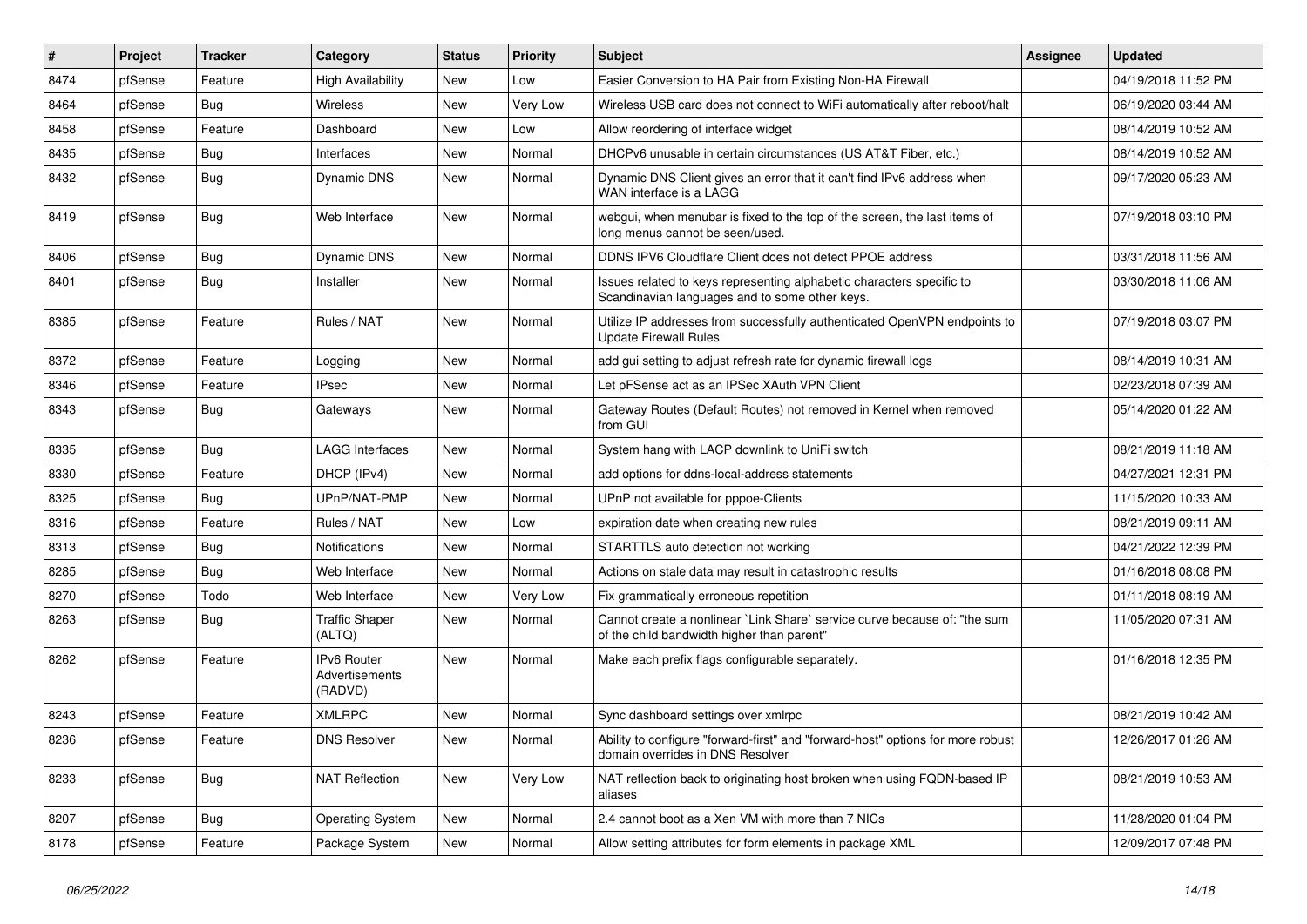| # | Project | Tracker | Category | Status | Priority | Subject | Assignee | Updated |
|---|---|---|---|---|---|---|---|---|
| 8474 | pfSense | Feature | High Availability | New | Low | Easier Conversion to HA Pair from Existing Non-HA Firewall | | 04/19/2018 11:52 PM |
| 8464 | pfSense | Bug | Wireless | New | Very Low | Wireless USB card does not connect to WiFi automatically after reboot/halt | | 06/19/2020 03:44 AM |
| 8458 | pfSense | Feature | Dashboard | New | Low | Allow reordering of interface widget | | 08/14/2019 10:52 AM |
| 8435 | pfSense | Bug | Interfaces | New | Normal | DHCPv6 unusable in certain circumstances (US AT&T Fiber, etc.) | | 08/14/2019 10:52 AM |
| 8432 | pfSense | Bug | Dynamic DNS | New | Normal | Dynamic DNS Client gives an error that it can't find IPv6 address when WAN interface is a LAGG | | 09/17/2020 05:23 AM |
| 8419 | pfSense | Bug | Web Interface | New | Normal | webgui, when menubar is fixed to the top of the screen, the last items of long menus cannot be seen/used. | | 07/19/2018 03:10 PM |
| 8406 | pfSense | Bug | Dynamic DNS | New | Normal | DDNS IPV6 Cloudflare Client does not detect PPOE address | | 03/31/2018 11:56 AM |
| 8401 | pfSense | Bug | Installer | New | Normal | Issues related to keys representing alphabetic characters specific to Scandinavian languages and to some other keys. | | 03/30/2018 11:06 AM |
| 8385 | pfSense | Feature | Rules / NAT | New | Normal | Utilize IP addresses from successfully authenticated OpenVPN endpoints to Update Firewall Rules | | 07/19/2018 03:07 PM |
| 8372 | pfSense | Feature | Logging | New | Normal | add gui setting to adjust refresh rate for dynamic firewall logs | | 08/14/2019 10:31 AM |
| 8346 | pfSense | Feature | IPsec | New | Normal | Let pFSense act as an IPSec XAuth VPN Client | | 02/23/2018 07:39 AM |
| 8343 | pfSense | Bug | Gateways | New | Normal | Gateway Routes (Default Routes) not removed in Kernel when removed from GUI | | 05/14/2020 01:22 AM |
| 8335 | pfSense | Bug | LAGG Interfaces | New | Normal | System hang with LACP downlink to UniFi switch | | 08/21/2019 11:18 AM |
| 8330 | pfSense | Feature | DHCP (IPv4) | New | Normal | add options for ddns-local-address statements | | 04/27/2021 12:31 PM |
| 8325 | pfSense | Bug | UPnP/NAT-PMP | New | Normal | UPnP not available for pppoe-Clients | | 11/15/2020 10:33 AM |
| 8316 | pfSense | Feature | Rules / NAT | New | Low | expiration date when creating new rules | | 08/21/2019 09:11 AM |
| 8313 | pfSense | Bug | Notifications | New | Normal | STARTTLS auto detection not working | | 04/21/2022 12:39 PM |
| 8285 | pfSense | Bug | Web Interface | New | Normal | Actions on stale data may result in catastrophic results | | 01/16/2018 08:08 PM |
| 8270 | pfSense | Todo | Web Interface | New | Very Low | Fix grammatically erroneous repetition | | 01/11/2018 08:19 AM |
| 8263 | pfSense | Bug | Traffic Shaper (ALTQ) | New | Normal | Cannot create a nonlinear `Link Share` service curve because of: "the sum of the child bandwidth higher than parent" | | 11/05/2020 07:31 AM |
| 8262 | pfSense | Feature | IPv6 Router Advertisements (RADVD) | New | Normal | Make each prefix flags configurable separately. | | 01/16/2018 12:35 PM |
| 8243 | pfSense | Feature | XMLRPC | New | Normal | Sync dashboard settings over xmlrpc | | 08/21/2019 10:42 AM |
| 8236 | pfSense | Feature | DNS Resolver | New | Normal | Ability to configure "forward-first" and "forward-host" options for more robust domain overrides in DNS Resolver | | 12/26/2017 01:26 AM |
| 8233 | pfSense | Bug | NAT Reflection | New | Very Low | NAT reflection back to originating host broken when using FQDN-based IP aliases | | 08/21/2019 10:53 AM |
| 8207 | pfSense | Bug | Operating System | New | Normal | 2.4 cannot boot as a Xen VM with more than 7 NICs | | 11/28/2020 01:04 PM |
| 8178 | pfSense | Feature | Package System | New | Normal | Allow setting attributes for form elements in package XML | | 12/09/2017 07:48 PM |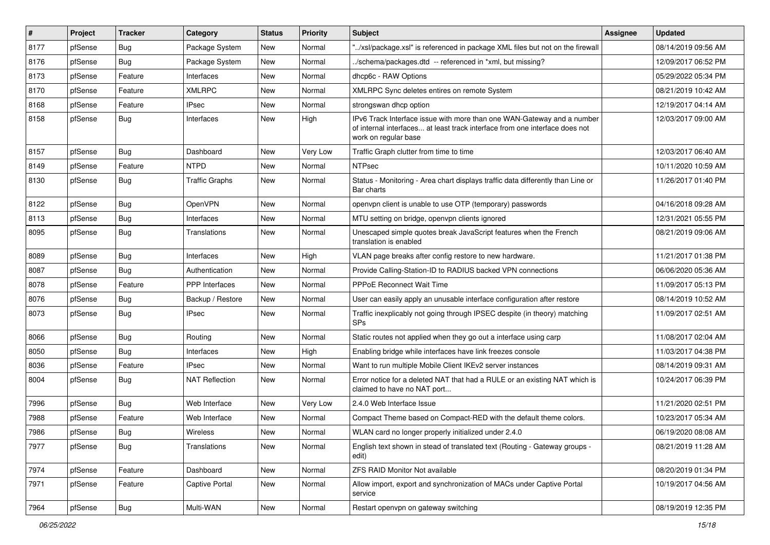| # | Project | Tracker | Category | Status | Priority | Subject | Assignee | Updated |
|---|---|---|---|---|---|---|---|---|
| 8177 | pfSense | Bug | Package System | New | Normal | "../xsl/package.xsl" is referenced in package XML files but not on the firewall | | 08/14/2019 09:56 AM |
| 8176 | pfSense | Bug | Package System | New | Normal | ../schema/packages.dtd -- referenced in *xml, but missing? | | 12/09/2017 06:52 PM |
| 8173 | pfSense | Feature | Interfaces | New | Normal | dhcp6c - RAW Options | | 05/29/2022 05:34 PM |
| 8170 | pfSense | Feature | XMLRPC | New | Normal | XMLRPC Sync deletes entires on remote System | | 08/21/2019 10:42 AM |
| 8168 | pfSense | Feature | IPsec | New | Normal | strongswan dhcp option | | 12/19/2017 04:14 AM |
| 8158 | pfSense | Bug | Interfaces | New | High | IPv6 Track Interface issue with more than one WAN-Gateway and a number of internal interfaces... at least track interface from one interface does not work on regular base | | 12/03/2017 09:00 AM |
| 8157 | pfSense | Bug | Dashboard | New | Very Low | Traffic Graph clutter from time to time | | 12/03/2017 06:40 AM |
| 8149 | pfSense | Feature | NTPD | New | Normal | NTPsec | | 10/11/2020 10:59 AM |
| 8130 | pfSense | Bug | Traffic Graphs | New | Normal | Status - Monitoring - Area chart displays traffic data differently than Line or Bar charts | | 11/26/2017 01:40 PM |
| 8122 | pfSense | Bug | OpenVPN | New | Normal | openvpn client is unable to use OTP (temporary) passwords | | 04/16/2018 09:28 AM |
| 8113 | pfSense | Bug | Interfaces | New | Normal | MTU setting on bridge, openvpn clients ignored | | 12/31/2021 05:55 PM |
| 8095 | pfSense | Bug | Translations | New | Normal | Unescaped simple quotes break JavaScript features when the French translation is enabled | | 08/21/2019 09:06 AM |
| 8089 | pfSense | Bug | Interfaces | New | High | VLAN page breaks after config restore to new hardware. | | 11/21/2017 01:38 PM |
| 8087 | pfSense | Bug | Authentication | New | Normal | Provide Calling-Station-ID to RADIUS backed VPN connections | | 06/06/2020 05:36 AM |
| 8078 | pfSense | Feature | PPP Interfaces | New | Normal | PPPoE Reconnect Wait Time | | 11/09/2017 05:13 PM |
| 8076 | pfSense | Bug | Backup / Restore | New | Normal | User can easily apply an unusable interface configuration after restore | | 08/14/2019 10:52 AM |
| 8073 | pfSense | Bug | IPsec | New | Normal | Traffic inexplicably not going through IPSEC despite (in theory) matching SPs | | 11/09/2017 02:51 AM |
| 8066 | pfSense | Bug | Routing | New | Normal | Static routes not applied when they go out a interface using carp | | 11/08/2017 02:04 AM |
| 8050 | pfSense | Bug | Interfaces | New | High | Enabling bridge while interfaces have link freezes console | | 11/03/2017 04:38 PM |
| 8036 | pfSense | Feature | IPsec | New | Normal | Want to run multiple Mobile Client IKEv2 server instances | | 08/14/2019 09:31 AM |
| 8004 | pfSense | Bug | NAT Reflection | New | Normal | Error notice for a deleted NAT that had a RULE or an existing NAT which is claimed to have no NAT port... | | 10/24/2017 06:39 PM |
| 7996 | pfSense | Bug | Web Interface | New | Very Low | 2.4.0 Web Interface Issue | | 11/21/2020 02:51 PM |
| 7988 | pfSense | Feature | Web Interface | New | Normal | Compact Theme based on Compact-RED with the default theme colors. | | 10/23/2017 05:34 AM |
| 7986 | pfSense | Bug | Wireless | New | Normal | WLAN card no longer properly initialized under 2.4.0 | | 06/19/2020 08:08 AM |
| 7977 | pfSense | Bug | Translations | New | Normal | English text shown in stead of translated text (Routing - Gateway groups - edit) | | 08/21/2019 11:28 AM |
| 7974 | pfSense | Feature | Dashboard | New | Normal | ZFS RAID Monitor Not available | | 08/20/2019 01:34 PM |
| 7971 | pfSense | Feature | Captive Portal | New | Normal | Allow import, export and synchronization of MACs under Captive Portal service | | 10/19/2017 04:56 AM |
| 7964 | pfSense | Bug | Multi-WAN | New | Normal | Restart openvpn on gateway switching | | 08/19/2019 12:35 PM |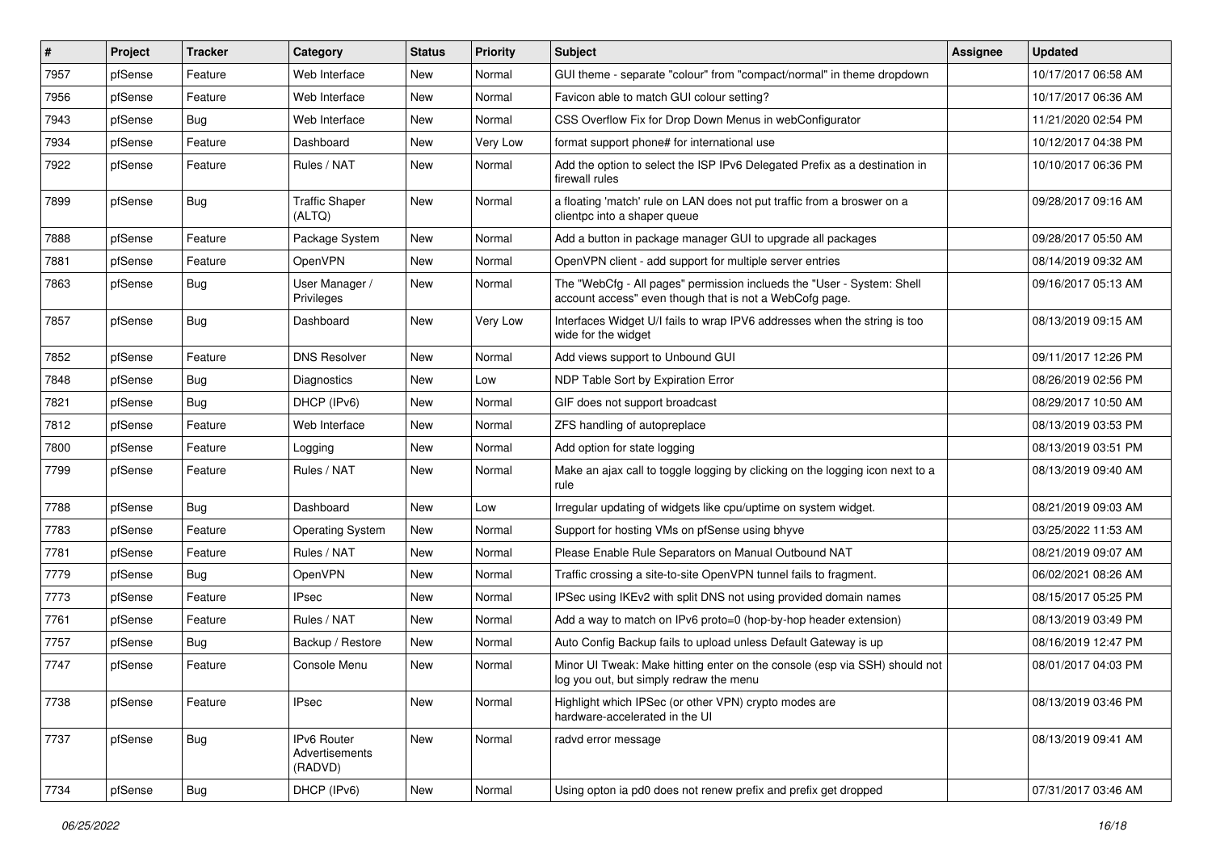| # | Project | Tracker | Category | Status | Priority | Subject | Assignee | Updated |
|---|---|---|---|---|---|---|---|---|
| 7957 | pfSense | Feature | Web Interface | New | Normal | GUI theme - separate "colour" from "compact/normal" in theme dropdown | | 10/17/2017 06:58 AM |
| 7956 | pfSense | Feature | Web Interface | New | Normal | Favicon able to match GUI colour setting? | | 10/17/2017 06:36 AM |
| 7943 | pfSense | Bug | Web Interface | New | Normal | CSS Overflow Fix for Drop Down Menus in webConfigurator | | 11/21/2020 02:54 PM |
| 7934 | pfSense | Feature | Dashboard | New | Very Low | format support phone# for international use | | 10/12/2017 04:38 PM |
| 7922 | pfSense | Feature | Rules / NAT | New | Normal | Add the option to select the ISP IPv6 Delegated Prefix as a destination in firewall rules | | 10/10/2017 06:36 PM |
| 7899 | pfSense | Bug | Traffic Shaper (ALTQ) | New | Normal | a floating 'match' rule on LAN does not put traffic from a broswer on a clientpc into a shaper queue | | 09/28/2017 09:16 AM |
| 7888 | pfSense | Feature | Package System | New | Normal | Add a button in package manager GUI to upgrade all packages | | 09/28/2017 05:50 AM |
| 7881 | pfSense | Feature | OpenVPN | New | Normal | OpenVPN client - add support for multiple server entries | | 08/14/2019 09:32 AM |
| 7863 | pfSense | Bug | User Manager / Privileges | New | Normal | The "WebCfg - All pages" permission inclueds the "User - System: Shell account access" even though that is not a WebCofg page. | | 09/16/2017 05:13 AM |
| 7857 | pfSense | Bug | Dashboard | New | Very Low | Interfaces Widget U/I fails to wrap IPV6 addresses when the string is too wide for the widget | | 08/13/2019 09:15 AM |
| 7852 | pfSense | Feature | DNS Resolver | New | Normal | Add views support to Unbound GUI | | 09/11/2017 12:26 PM |
| 7848 | pfSense | Bug | Diagnostics | New | Low | NDP Table Sort by Expiration Error | | 08/26/2019 02:56 PM |
| 7821 | pfSense | Bug | DHCP (IPv6) | New | Normal | GIF does not support broadcast | | 08/29/2017 10:50 AM |
| 7812 | pfSense | Feature | Web Interface | New | Normal | ZFS handling of autopreplace | | 08/13/2019 03:53 PM |
| 7800 | pfSense | Feature | Logging | New | Normal | Add option for state logging | | 08/13/2019 03:51 PM |
| 7799 | pfSense | Feature | Rules / NAT | New | Normal | Make an ajax call to toggle logging by clicking on the logging icon next to a rule | | 08/13/2019 09:40 AM |
| 7788 | pfSense | Bug | Dashboard | New | Low | Irregular updating of widgets like cpu/uptime on system widget. | | 08/21/2019 09:03 AM |
| 7783 | pfSense | Feature | Operating System | New | Normal | Support for hosting VMs on pfSense using bhyve | | 03/25/2022 11:53 AM |
| 7781 | pfSense | Feature | Rules / NAT | New | Normal | Please Enable Rule Separators on Manual Outbound NAT | | 08/21/2019 09:07 AM |
| 7779 | pfSense | Bug | OpenVPN | New | Normal | Traffic crossing a site-to-site OpenVPN tunnel fails to fragment. | | 06/02/2021 08:26 AM |
| 7773 | pfSense | Feature | IPsec | New | Normal | IPSec using IKEv2 with split DNS not using provided domain names | | 08/15/2017 05:25 PM |
| 7761 | pfSense | Feature | Rules / NAT | New | Normal | Add a way to match on IPv6 proto=0 (hop-by-hop header extension) | | 08/13/2019 03:49 PM |
| 7757 | pfSense | Bug | Backup / Restore | New | Normal | Auto Config Backup fails to upload unless Default Gateway is up | | 08/16/2019 12:47 PM |
| 7747 | pfSense | Feature | Console Menu | New | Normal | Minor UI Tweak: Make hitting enter on the console (esp via SSH) should not log you out, but simply redraw the menu | | 08/01/2017 04:03 PM |
| 7738 | pfSense | Feature | IPsec | New | Normal | Highlight which IPSec (or other VPN) crypto modes are hardware-accelerated in the UI | | 08/13/2019 03:46 PM |
| 7737 | pfSense | Bug | IPv6 Router Advertisements (RADVD) | New | Normal | radvd error message | | 08/13/2019 09:41 AM |
| 7734 | pfSense | Bug | DHCP (IPv6) | New | Normal | Using opton ia pd0 does not renew prefix and prefix get dropped | | 07/31/2017 03:46 AM |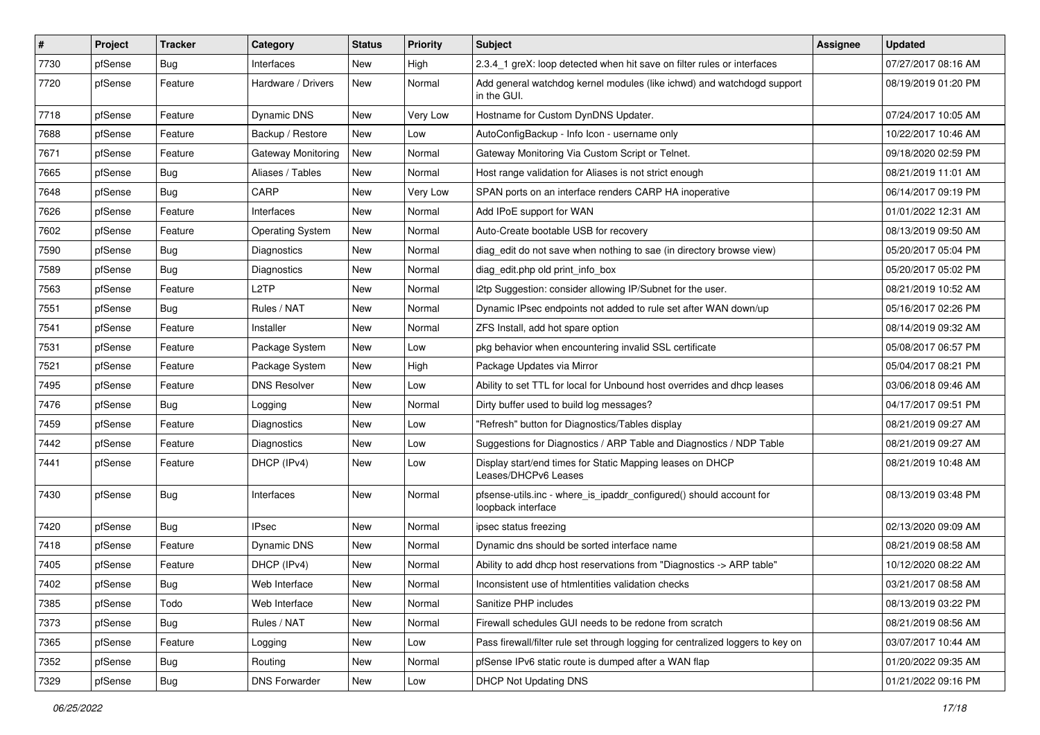| # | Project | Tracker | Category | Status | Priority | Subject | Assignee | Updated |
|---|---|---|---|---|---|---|---|---|
| 7730 | pfSense | Bug | Interfaces | New | High | 2.3.4_1 greX: loop detected when hit save on filter rules or interfaces | | 07/27/2017 08:16 AM |
| 7720 | pfSense | Feature | Hardware / Drivers | New | Normal | Add general watchdog kernel modules (like ichwd) and watchdogd support in the GUI. | | 08/19/2019 01:20 PM |
| 7718 | pfSense | Feature | Dynamic DNS | New | Very Low | Hostname for Custom DynDNS Updater. | | 07/24/2017 10:05 AM |
| 7688 | pfSense | Feature | Backup / Restore | New | Low | AutoConfigBackup - Info Icon - username only | | 10/22/2017 10:46 AM |
| 7671 | pfSense | Feature | Gateway Monitoring | New | Normal | Gateway Monitoring Via Custom Script or Telnet. | | 09/18/2020 02:59 PM |
| 7665 | pfSense | Bug | Aliases / Tables | New | Normal | Host range validation for Aliases is not strict enough | | 08/21/2019 11:01 AM |
| 7648 | pfSense | Bug | CARP | New | Very Low | SPAN ports on an interface renders CARP HA inoperative | | 06/14/2017 09:19 PM |
| 7626 | pfSense | Feature | Interfaces | New | Normal | Add IPoE support for WAN | | 01/01/2022 12:31 AM |
| 7602 | pfSense | Feature | Operating System | New | Normal | Auto-Create bootable USB for recovery | | 08/13/2019 09:50 AM |
| 7590 | pfSense | Bug | Diagnostics | New | Normal | diag_edit do not save when nothing to sae (in directory browse view) | | 05/20/2017 05:04 PM |
| 7589 | pfSense | Bug | Diagnostics | New | Normal | diag_edit.php old print_info_box | | 05/20/2017 05:02 PM |
| 7563 | pfSense | Feature | L2TP | New | Normal | l2tp Suggestion: consider allowing IP/Subnet for the user. | | 08/21/2019 10:52 AM |
| 7551 | pfSense | Bug | Rules / NAT | New | Normal | Dynamic IPsec endpoints not added to rule set after WAN down/up | | 05/16/2017 02:26 PM |
| 7541 | pfSense | Feature | Installer | New | Normal | ZFS Install, add hot spare option | | 08/14/2019 09:32 AM |
| 7531 | pfSense | Feature | Package System | New | Low | pkg behavior when encountering invalid SSL certificate | | 05/08/2017 06:57 PM |
| 7521 | pfSense | Feature | Package System | New | High | Package Updates via Mirror | | 05/04/2017 08:21 PM |
| 7495 | pfSense | Feature | DNS Resolver | New | Low | Ability to set TTL for local for Unbound host overrides and dhcp leases | | 03/06/2018 09:46 AM |
| 7476 | pfSense | Bug | Logging | New | Normal | Dirty buffer used to build log messages? | | 04/17/2017 09:51 PM |
| 7459 | pfSense | Feature | Diagnostics | New | Low | "Refresh" button for Diagnostics/Tables display | | 08/21/2019 09:27 AM |
| 7442 | pfSense | Feature | Diagnostics | New | Low | Suggestions for Diagnostics / ARP Table and Diagnostics / NDP Table | | 08/21/2019 09:27 AM |
| 7441 | pfSense | Feature | DHCP (IPv4) | New | Low | Display start/end times for Static Mapping leases on DHCP Leases/DHCPv6 Leases | | 08/21/2019 10:48 AM |
| 7430 | pfSense | Bug | Interfaces | New | Normal | pfsense-utils.inc - where_is_ipaddr_configured() should account for loopback interface | | 08/13/2019 03:48 PM |
| 7420 | pfSense | Bug | IPsec | New | Normal | ipsec status freezing | | 02/13/2020 09:09 AM |
| 7418 | pfSense | Feature | Dynamic DNS | New | Normal | Dynamic dns should be sorted interface name | | 08/21/2019 08:58 AM |
| 7405 | pfSense | Feature | DHCP (IPv4) | New | Normal | Ability to add dhcp host reservations from "Diagnostics -> ARP table" | | 10/12/2020 08:22 AM |
| 7402 | pfSense | Bug | Web Interface | New | Normal | Inconsistent use of htmlentities validation checks | | 03/21/2017 08:58 AM |
| 7385 | pfSense | Todo | Web Interface | New | Normal | Sanitize PHP includes | | 08/13/2019 03:22 PM |
| 7373 | pfSense | Bug | Rules / NAT | New | Normal | Firewall schedules GUI needs to be redone from scratch | | 08/21/2019 08:56 AM |
| 7365 | pfSense | Feature | Logging | New | Low | Pass firewall/filter rule set through logging for centralized loggers to key on | | 03/07/2017 10:44 AM |
| 7352 | pfSense | Bug | Routing | New | Normal | pfSense IPv6 static route is dumped after a WAN flap | | 01/20/2022 09:35 AM |
| 7329 | pfSense | Bug | DNS Forwarder | New | Low | DHCP Not Updating DNS | | 01/21/2022 09:16 PM |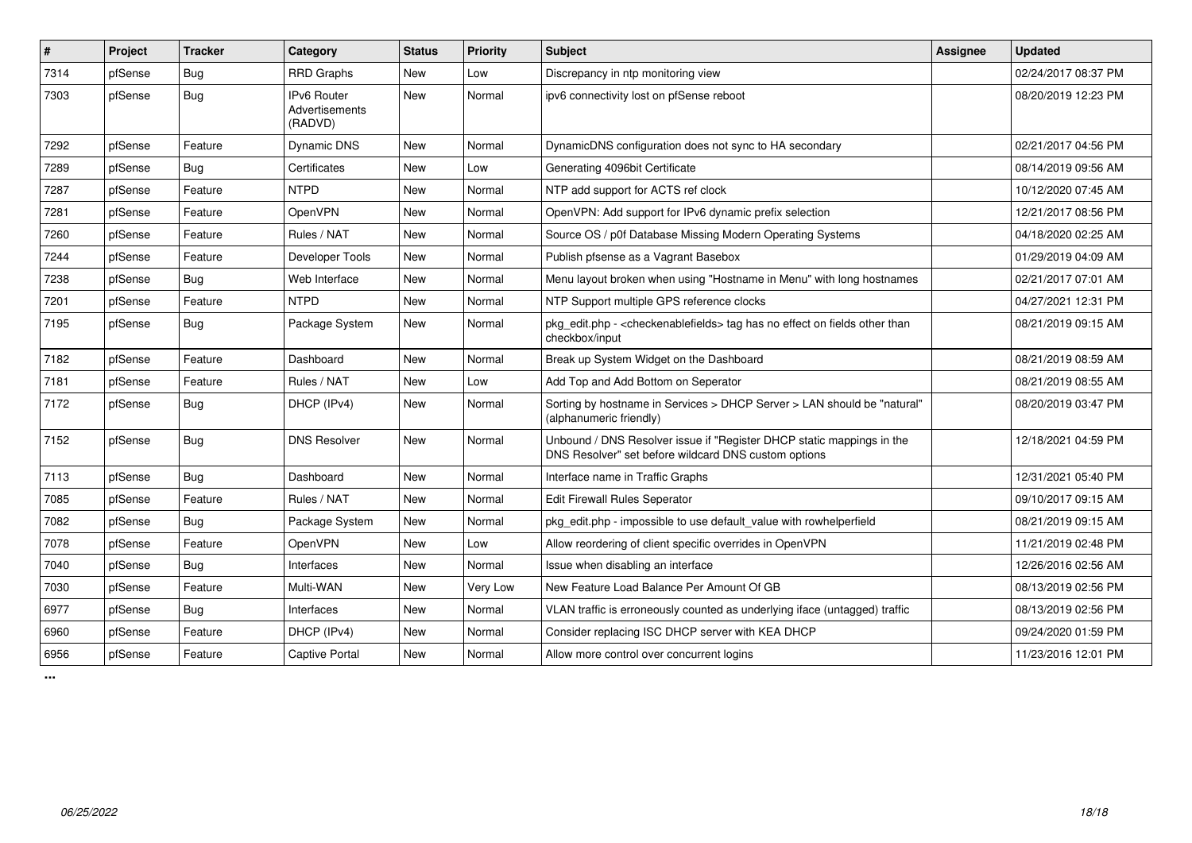| # | Project | Tracker | Category | Status | Priority | Subject | Assignee | Updated |
|---|---|---|---|---|---|---|---|---|
| 7314 | pfSense | Bug | RRD Graphs | New | Low | Discrepancy in ntp monitoring view | | 02/24/2017 08:37 PM |
| 7303 | pfSense | Bug | IPv6 Router Advertisements (RADVD) | New | Normal | ipv6 connectivity lost on pfSense reboot | | 08/20/2019 12:23 PM |
| 7292 | pfSense | Feature | Dynamic DNS | New | Normal | DynamicDNS configuration does not sync to HA secondary | | 02/21/2017 04:56 PM |
| 7289 | pfSense | Bug | Certificates | New | Low | Generating 4096bit Certificate | | 08/14/2019 09:56 AM |
| 7287 | pfSense | Feature | NTPD | New | Normal | NTP add support for ACTS ref clock | | 10/12/2020 07:45 AM |
| 7281 | pfSense | Feature | OpenVPN | New | Normal | OpenVPN: Add support for IPv6 dynamic prefix selection | | 12/21/2017 08:56 PM |
| 7260 | pfSense | Feature | Rules / NAT | New | Normal | Source OS / p0f Database Missing Modern Operating Systems | | 04/18/2020 02:25 AM |
| 7244 | pfSense | Feature | Developer Tools | New | Normal | Publish pfsense as a Vagrant Basebox | | 01/29/2019 04:09 AM |
| 7238 | pfSense | Bug | Web Interface | New | Normal | Menu layout broken when using "Hostname in Menu" with long hostnames | | 02/21/2017 07:01 AM |
| 7201 | pfSense | Feature | NTPD | New | Normal | NTP Support multiple GPS reference clocks | | 04/27/2021 12:31 PM |
| 7195 | pfSense | Bug | Package System | New | Normal | pkg_edit.php - <checkenablefields> tag has no effect on fields other than checkbox/input | | 08/21/2019 09:15 AM |
| 7182 | pfSense | Feature | Dashboard | New | Normal | Break up System Widget on the Dashboard | | 08/21/2019 08:59 AM |
| 7181 | pfSense | Feature | Rules / NAT | New | Low | Add Top and Add Bottom on Seperator | | 08/21/2019 08:55 AM |
| 7172 | pfSense | Bug | DHCP (IPv4) | New | Normal | Sorting by hostname in Services > DHCP Server > LAN should be "natural" (alphanumeric friendly) | | 08/20/2019 03:47 PM |
| 7152 | pfSense | Bug | DNS Resolver | New | Normal | Unbound / DNS Resolver issue if "Register DHCP static mappings in the DNS Resolver" set before wildcard DNS custom options | | 12/18/2021 04:59 PM |
| 7113 | pfSense | Bug | Dashboard | New | Normal | Interface name in Traffic Graphs | | 12/31/2021 05:40 PM |
| 7085 | pfSense | Feature | Rules / NAT | New | Normal | Edit Firewall Rules Seperator | | 09/10/2017 09:15 AM |
| 7082 | pfSense | Bug | Package System | New | Normal | pkg_edit.php - impossible to use default_value with rowhelperfield | | 08/21/2019 09:15 AM |
| 7078 | pfSense | Feature | OpenVPN | New | Low | Allow reordering of client specific overrides in OpenVPN | | 11/21/2019 02:48 PM |
| 7040 | pfSense | Bug | Interfaces | New | Normal | Issue when disabling an interface | | 12/26/2016 02:56 AM |
| 7030 | pfSense | Feature | Multi-WAN | New | Very Low | New Feature Load Balance Per Amount Of GB | | 08/13/2019 02:56 PM |
| 6977 | pfSense | Bug | Interfaces | New | Normal | VLAN traffic is erroneously counted as underlying iface (untagged) traffic | | 08/13/2019 02:56 PM |
| 6960 | pfSense | Feature | DHCP (IPv4) | New | Normal | Consider replacing ISC DHCP server with KEA DHCP | | 09/24/2020 01:59 PM |
| 6956 | pfSense | Feature | Captive Portal | New | Normal | Allow more control over concurrent logins | | 11/23/2016 12:01 PM |

...